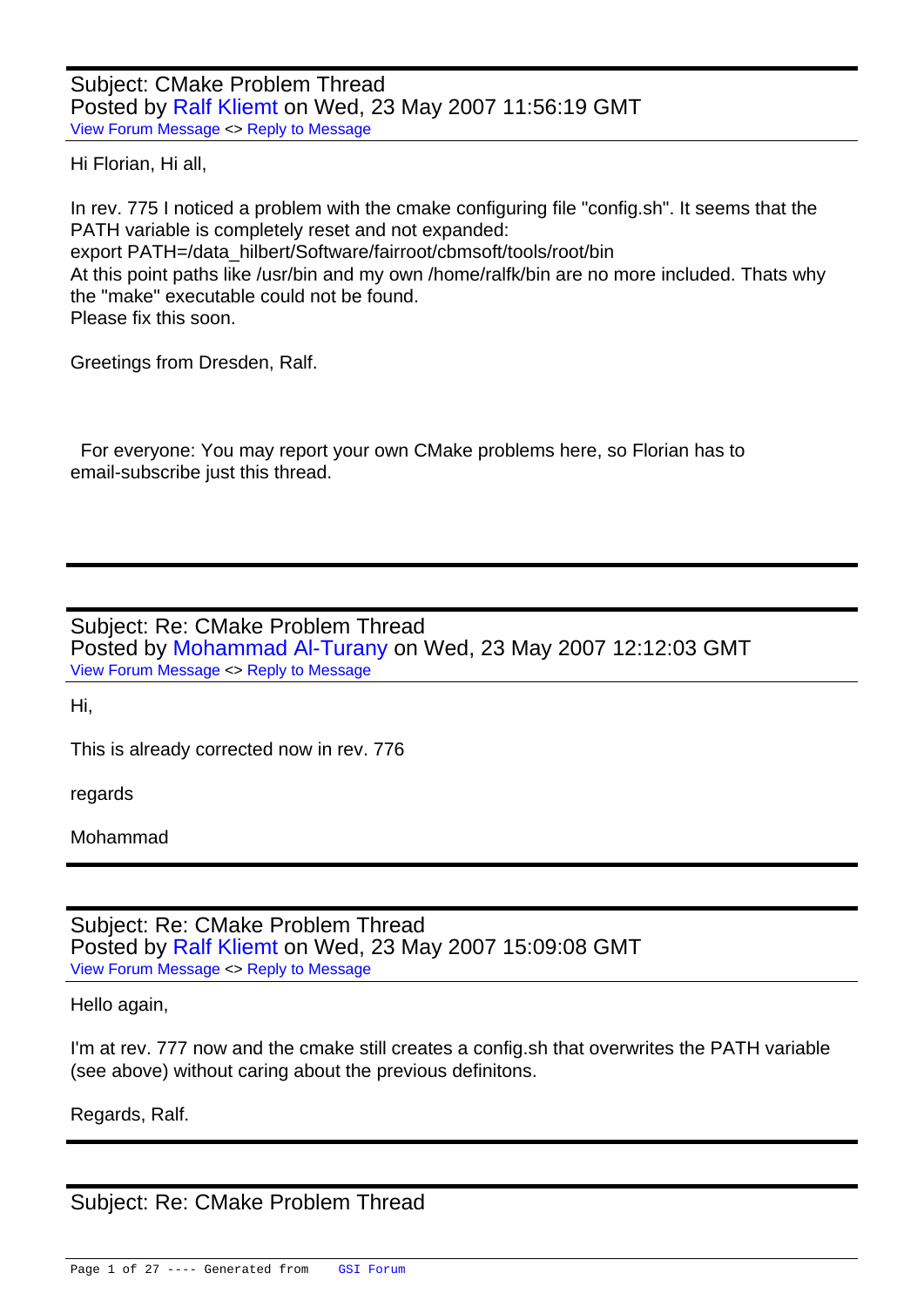Subject: CMake Problem Thread
Posted by Ralf Kliemt on Wed, 23 May 2007 11:56:19 GMT
View Forum Message <> Reply to Message

Hi Florian, Hi all,

In rev. 775 I noticed a problem with the cmake configuring file "config.sh". It seems that the PATH variable is completely reset and not expanded:
export PATH=/data_hilbert/Software/fairroot/cbmsoft/tools/root/bin
At this point paths like /usr/bin and my own /home/ralfk/bin are no more included. Thats why the "make" executable could not be found.
Please fix this soon.

Greetings from Dresden, Ralf.

For everyone: You may report your own CMake problems here, so Florian has to email-subscribe just this thread.

---

Subject: Re: CMake Problem Thread
Posted by Mohammad Al-Turany on Wed, 23 May 2007 12:12:03 GMT
View Forum Message <> Reply to Message

Hi,

This is already corrected now in rev. 776

regards

Mohammad

---

Subject: Re: CMake Problem Thread
Posted by Ralf Kliemt on Wed, 23 May 2007 15:09:08 GMT
View Forum Message <> Reply to Message

Hello again,

I'm at rev. 777 now and the cmake still creates a config.sh that overwrites the PATH variable (see above) without caring about the previous definitons.

Regards, Ralf.

---

Subject: Re: CMake Problem Thread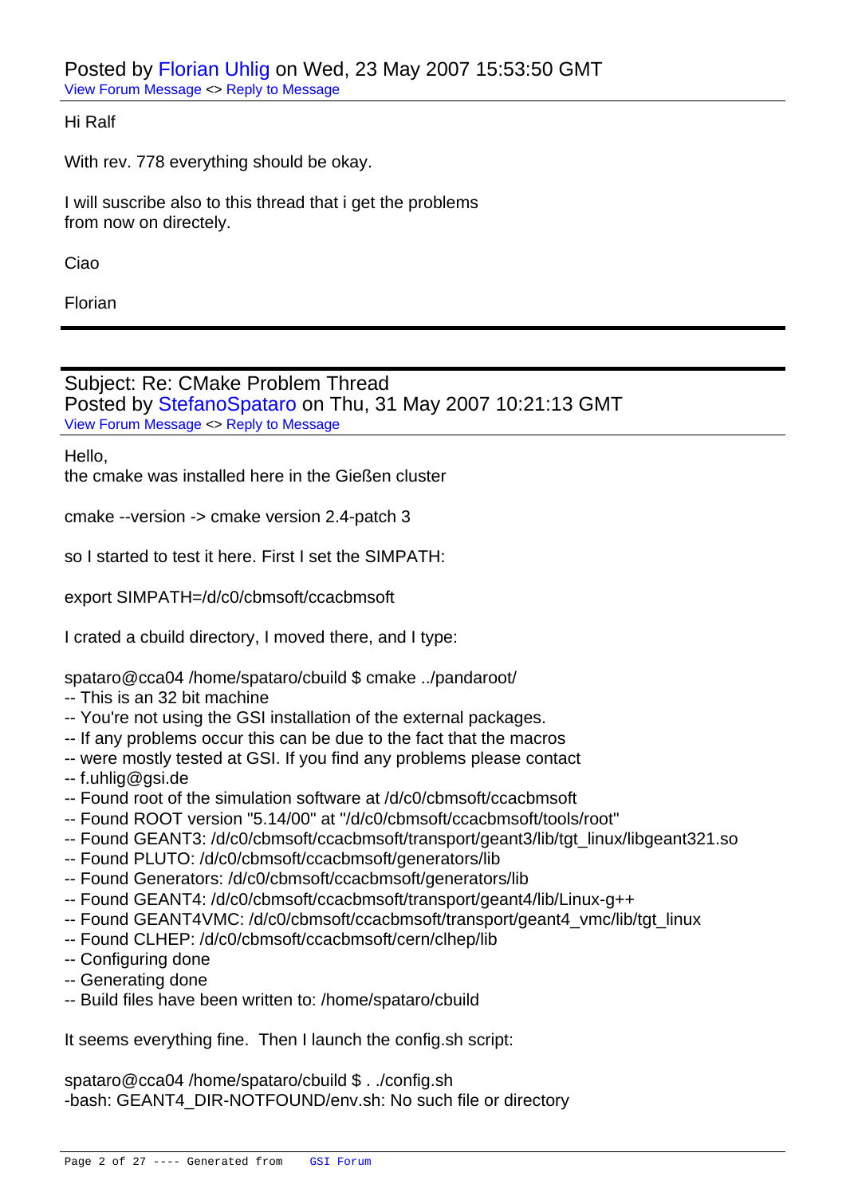Posted by Florian Uhlig on Wed, 23 May 2007 15:53:50 GMT

View Forum Message <> Reply to Message

Hi Ralf

With rev. 778 everything should be okay.

I will suscribe also to this thread that i get the problems
from now on directely.

Ciao

Florian

---

Subject: Re: CMake Problem Thread

Posted by StefanoSpataro on Thu, 31 May 2007 10:21:13 GMT

View Forum Message <> Reply to Message

Hello,
the cmake was installed here in the Gießen cluster

cmake --version -> cmake version 2.4-patch 3

so I started to test it here. First I set the SIMPATH:

export SIMPATH=/d/c0/cbmsoft/ccacbmsoft

I crated a cbuild directory, I moved there, and I type:

```
spataro@cca04 /home/spataro/cbuild $ cmake ../pandaroot/
-- This is an 32 bit machine
-- You're not using the GSI installation of the external packages.
-- If any problems occur this can be due to the fact that the macros
-- were mostly tested at GSI. If you find any problems please contact
-- f.uhlig@gsi.de
-- Found root of the simulation software at /d/c0/cbmsoft/ccacbmsoft
-- Found ROOT version "5.14/00" at "/d/c0/cbmsoft/ccacbmsoft/tools/root"
-- Found GEANT3: /d/c0/cbmsoft/ccacbmsoft/transport/geant3/lib/tgt_linux/libgeant321.so
-- Found PLUTO: /d/c0/cbmsoft/ccacbmsoft/generators/lib
-- Found Generators: /d/c0/cbmsoft/ccacbmsoft/generators/lib
-- Found GEANT4: /d/c0/cbmsoft/ccacbmsoft/transport/geant4/lib/Linux-g++
-- Found GEANT4VMC: /d/c0/cbmsoft/ccacbmsoft/transport/geant4_vmc/lib/tgt_linux
-- Found CLHEP: /d/c0/cbmsoft/ccacbmsoft/cern/clhep/lib
-- Configuring done
-- Generating done
-- Build files have been written to: /home/spataro/cbuild
```

It seems everything fine. Then I launch the config.sh script:

```
spataro@cca04 /home/spataro/cbuild $ . ./config.sh
-bash: GEANT4_DIR-NOTFOUND/env.sh: No such file or directory
```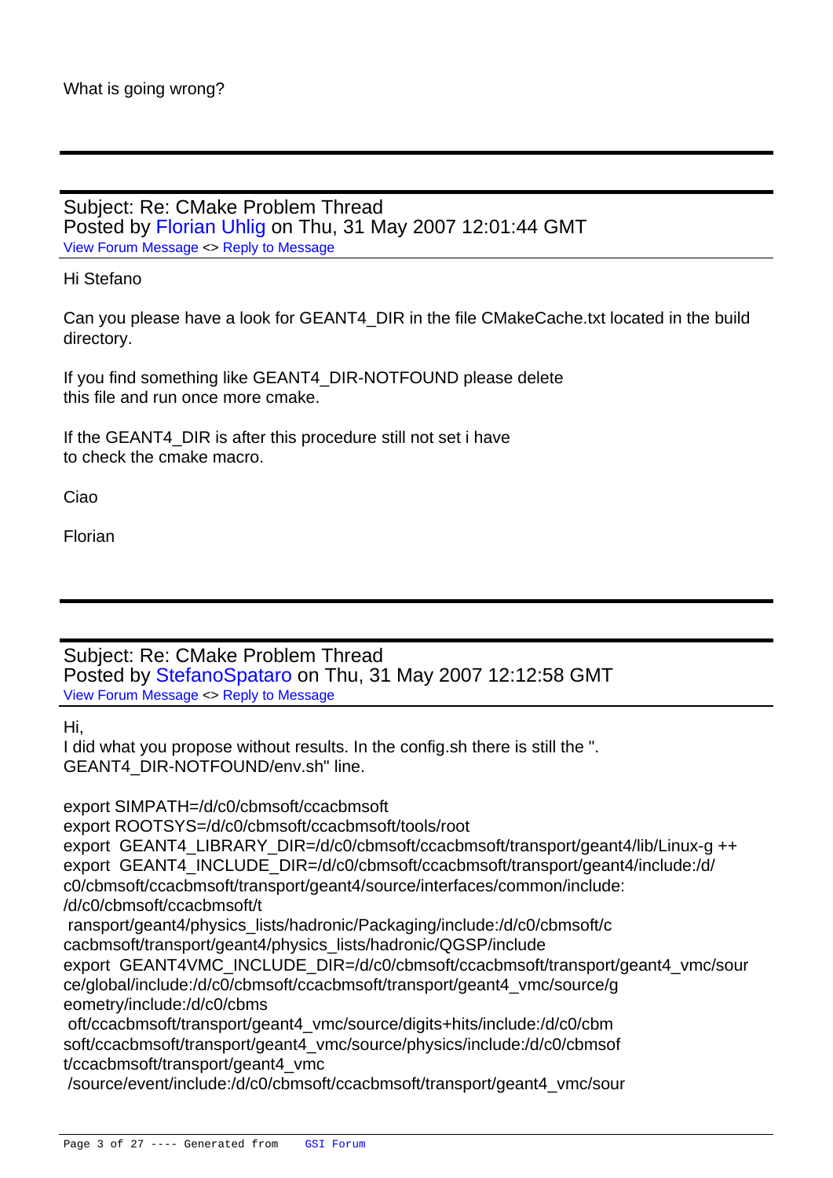What is going wrong?

---

Subject: Re: CMake Problem Thread
Posted by Florian Uhlig on Thu, 31 May 2007 12:01:44 GMT
View Forum Message <> Reply to Message

Hi Stefano

Can you please have a look for GEANT4_DIR in the file CMakeCache.txt located in the build directory.

If you find something like GEANT4_DIR-NOTFOUND please delete this file and run once more cmake.

If the GEANT4_DIR is after this procedure still not set i have to check the cmake macro.

Ciao

Florian

---

Subject: Re: CMake Problem Thread
Posted by StefanoSpataro on Thu, 31 May 2007 12:12:58 GMT
View Forum Message <> Reply to Message

Hi,
I did what you propose without results. In the config.sh there is still the ". GEANT4_DIR-NOTFOUND/env.sh" line.

export SIMPATH=/d/c0/cbmsoft/ccacbmsoft
export ROOTSYS=/d/c0/cbmsoft/ccacbmsoft/tools/root
export GEANT4_LIBRARY_DIR=/d/c0/cbmsoft/ccacbmsoft/transport/geant4/lib/Linux-g ++
export GEANT4_INCLUDE_DIR=/d/c0/cbmsoft/ccacbmsoft/transport/geant4/include:/d/c0/cbmsoft/ccacbmsoft/transport/geant4/source/interfaces/common/include:/d/c0/cbmsoft/ccacbmsoft/t
ransport/geant4/physics_lists/hadronic/Packaging/include:/d/c0/cbmsoft/ccacbmsoft/transport/geant4/physics_lists/hadronic/QGSP/include
export GEANT4VMC_INCLUDE_DIR=/d/c0/cbmsoft/ccacbmsoft/transport/geant4_vmc/source/global/include:/d/c0/cbmsoft/ccacbmsoft/transport/geant4_vmc/source/geometry/include:/d/c0/cbms
oft/ccacbmsoft/transport/geant4_vmc/source/digits+hits/include:/d/c0/cbmsoft/ccacbmsoft/transport/geant4_vmc/source/physics/include:/d/c0/cbmsoft/ccacbmsoft/transport/geant4_vmc
/source/event/include:/d/c0/cbmsoft/ccacbmsoft/transport/geant4_vmc/sour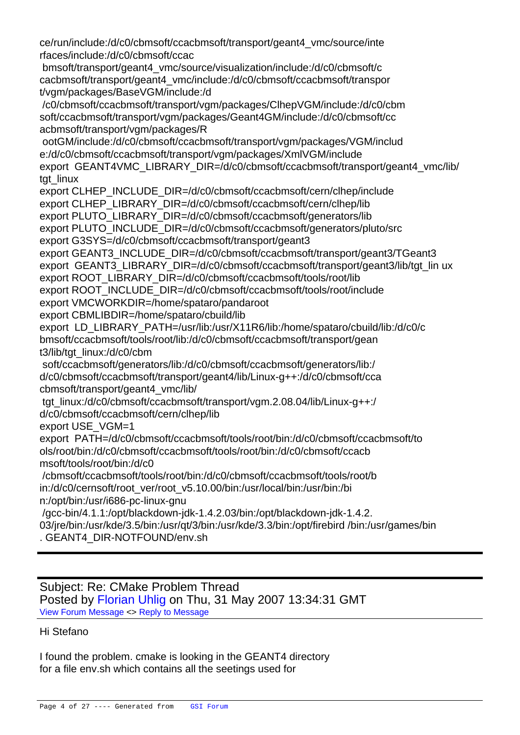ce/run/include:/d/c0/cbmsoft/ccacbmsoft/transport/geant4_vmc/source/inte
rfaces/include:/d/c0/cbmsoft/ccac
 bmsoft/transport/geant4_vmc/source/visualization/include:/d/c0/cbmsoft/c
cacbmsoft/transport/geant4_vmc/include:/d/c0/cbmsoft/ccacbmsoft/transpor
t/vgm/packages/BaseVGM/include:/d
 /c0/cbmsoft/ccacbmsoft/transport/vgm/packages/ClhepVGM/include:/d/c0/cbm
soft/ccacbmsoft/transport/vgm/packages/Geant4GM/include:/d/c0/cbmsoft/cc
acbmsoft/transport/vgm/packages/R
 ootGM/include:/d/c0/cbmsoft/ccacbmsoft/transport/vgm/packages/VGM/includ
e:/d/c0/cbmsoft/ccacbmsoft/transport/vgm/packages/XmlVGM/include
export  GEANT4VMC_LIBRARY_DIR=/d/c0/cbmsoft/ccacbmsoft/transport/geant4_vmc/lib/
tgt_linux
export CLHEP_INCLUDE_DIR=/d/c0/cbmsoft/ccacbmsoft/cern/clhep/include
export CLHEP_LIBRARY_DIR=/d/c0/cbmsoft/ccacbmsoft/cern/clhep/lib
export PLUTO_LIBRARY_DIR=/d/c0/cbmsoft/ccacbmsoft/generators/lib
export PLUTO_INCLUDE_DIR=/d/c0/cbmsoft/ccacbmsoft/generators/pluto/src
export G3SYS=/d/c0/cbmsoft/ccacbmsoft/transport/geant3
export GEANT3_INCLUDE_DIR=/d/c0/cbmsoft/ccacbmsoft/transport/geant3/TGeant3
export  GEANT3_LIBRARY_DIR=/d/c0/cbmsoft/ccacbmsoft/transport/geant3/lib/tgt_lin ux
export ROOT_LIBRARY_DIR=/d/c0/cbmsoft/ccacbmsoft/tools/root/lib
export ROOT_INCLUDE_DIR=/d/c0/cbmsoft/ccacbmsoft/tools/root/include
export VMCWORKDIR=/home/spataro/pandaroot
export CBMLIBDIR=/home/spataro/cbuild/lib
export  LD_LIBRARY_PATH=/usr/lib:/usr/X11R6/lib:/home/spataro/cbuild/lib:/d/c0/c
bmsoft/ccacbmsoft/tools/root/lib:/d/c0/cbmsoft/ccacbmsoft/transport/gean
t3/lib/tgt_linux:/d/c0/cbm
 soft/ccacbmsoft/generators/lib:/d/c0/cbmsoft/ccacbmsoft/generators/lib:/
d/c0/cbmsoft/ccacbmsoft/transport/geant4/lib/Linux-g++:/d/c0/cbmsoft/cca
cbmsoft/transport/geant4_vmc/lib/
 tgt_linux:/d/c0/cbmsoft/ccacbmsoft/transport/vgm.2.08.04/lib/Linux-g++:/
d/c0/cbmsoft/ccacbmsoft/cern/clhep/lib
export USE_VGM=1
export  PATH=/d/c0/cbmsoft/ccacbmsoft/tools/root/bin:/d/c0/cbmsoft/ccacbmsoft/to
ols/root/bin:/d/c0/cbmsoft/ccacbmsoft/tools/root/bin:/d/c0/cbmsoft/ccacb
msoft/tools/root/bin:/d/c0
 /cbmsoft/ccacbmsoft/tools/root/bin:/d/c0/cbmsoft/ccacbmsoft/tools/root/b
in:/d/c0/cernsoft/root_ver/root_v5.10.00/bin:/usr/local/bin:/usr/bin:/bi
n:/opt/bin:/usr/i686-pc-linux-gnu
 /gcc-bin/4.1.1:/opt/blackdown-jdk-1.4.2.03/bin:/opt/blackdown-jdk-1.4.2.
03/jre/bin:/usr/kde/3.5/bin:/usr/qt/3/bin:/usr/kde/3.3/bin:/opt/firebird /bin:/usr/games/bin
. GEANT4_DIR-NOTFOUND/env.sh

---

Subject: Re: CMake Problem Thread
Posted by Florian Uhlig on Thu, 31 May 2007 13:34:31 GMT
View Forum Message <> Reply to Message

Hi Stefano

I found the problem. cmake is looking in the GEANT4 directory
for a file env.sh which contains all the seetings used for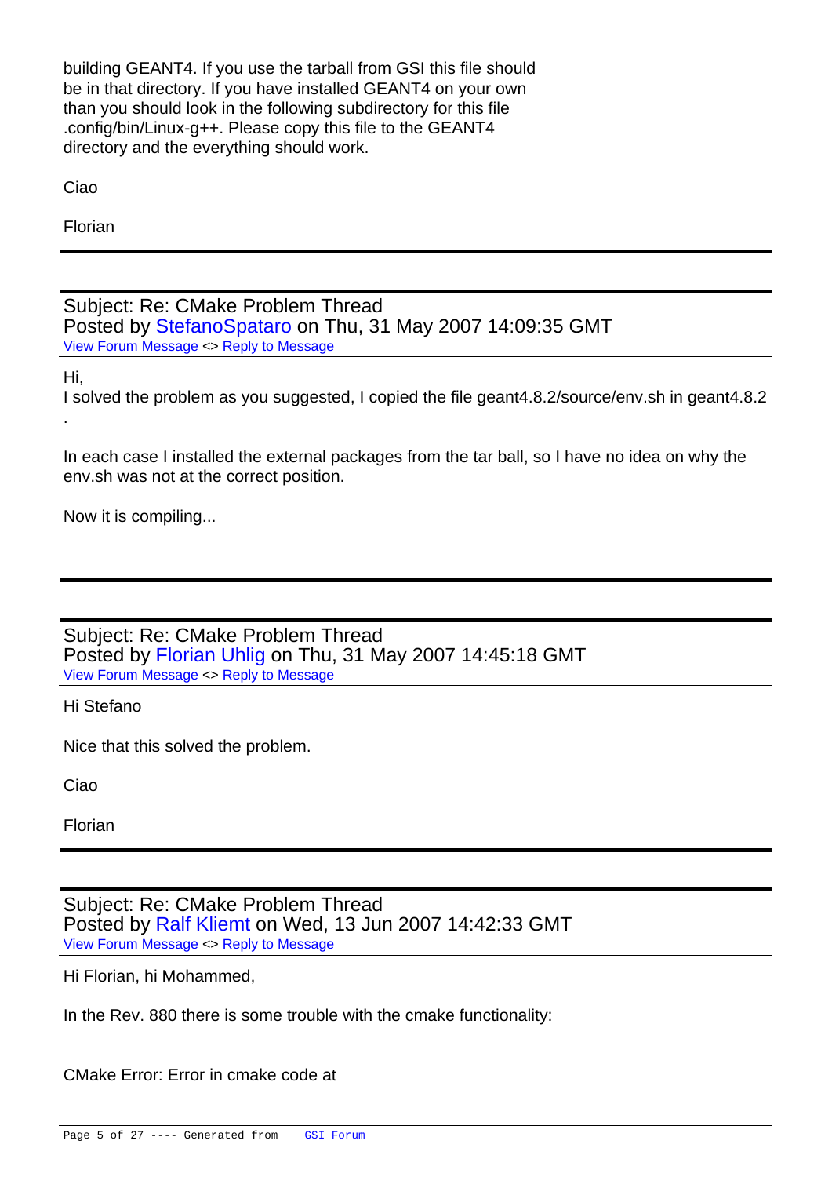building GEANT4. If you use the tarball from GSI this file should be in that directory. If you have installed GEANT4 on your own than you should look in the following subdirectory for this file .config/bin/Linux-g++. Please copy this file to the GEANT4 directory and the everything should work.

Ciao

Florian

---

Subject: Re: CMake Problem Thread
Posted by StefanoSpataro on Thu, 31 May 2007 14:09:35 GMT
View Forum Message <> Reply to Message

Hi,
I solved the problem as you suggested, I copied the file geant4.8.2/source/env.sh in geant4.8.2 .

In each case I installed the external packages from the tar ball, so I have no idea on why the env.sh was not at the correct position.

Now it is compiling...

---

Subject: Re: CMake Problem Thread
Posted by Florian Uhlig on Thu, 31 May 2007 14:45:18 GMT
View Forum Message <> Reply to Message

Hi Stefano

Nice that this solved the problem.

Ciao

Florian

---

Subject: Re: CMake Problem Thread
Posted by Ralf Kliemt on Wed, 13 Jun 2007 14:42:33 GMT
View Forum Message <> Reply to Message

Hi Florian, hi Mohammed,

In the Rev. 880 there is some trouble with the cmake functionality:

CMake Error: Error in cmake code at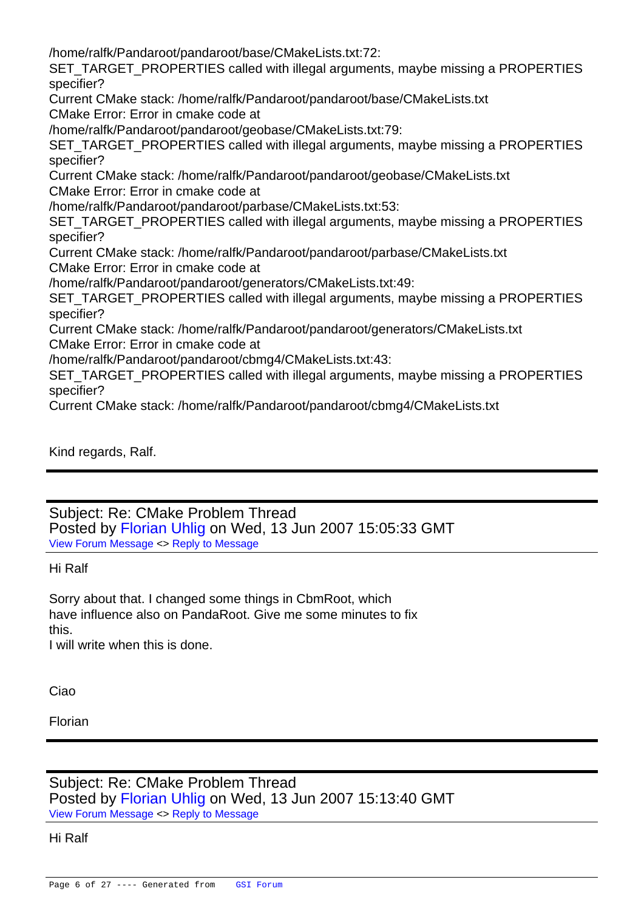/home/ralfk/Pandaroot/pandaroot/base/CMakeLists.txt:72:
SET_TARGET_PROPERTIES called with illegal arguments, maybe missing a PROPERTIES specifier?
Current CMake stack: /home/ralfk/Pandaroot/pandaroot/base/CMakeLists.txt
CMake Error: Error in cmake code at
/home/ralfk/Pandaroot/pandaroot/geobase/CMakeLists.txt:79:
SET_TARGET_PROPERTIES called with illegal arguments, maybe missing a PROPERTIES specifier?
Current CMake stack: /home/ralfk/Pandaroot/pandaroot/geobase/CMakeLists.txt
CMake Error: Error in cmake code at
/home/ralfk/Pandaroot/pandaroot/parbase/CMakeLists.txt:53:
SET_TARGET_PROPERTIES called with illegal arguments, maybe missing a PROPERTIES specifier?
Current CMake stack: /home/ralfk/Pandaroot/pandaroot/parbase/CMakeLists.txt
CMake Error: Error in cmake code at
/home/ralfk/Pandaroot/pandaroot/generators/CMakeLists.txt:49:
SET_TARGET_PROPERTIES called with illegal arguments, maybe missing a PROPERTIES specifier?
Current CMake stack: /home/ralfk/Pandaroot/pandaroot/generators/CMakeLists.txt
CMake Error: Error in cmake code at
/home/ralfk/Pandaroot/pandaroot/cbmg4/CMakeLists.txt:43:
SET_TARGET_PROPERTIES called with illegal arguments, maybe missing a PROPERTIES specifier?
Current CMake stack: /home/ralfk/Pandaroot/pandaroot/cbmg4/CMakeLists.txt

Kind regards, Ralf.

---

Subject: Re: CMake Problem Thread
Posted by Florian Uhlig on Wed, 13 Jun 2007 15:05:33 GMT
View Forum Message <> Reply to Message

Hi Ralf

Sorry about that. I changed some things in CbmRoot, which have influence also on PandaRoot. Give me some minutes to fix this.
I will write when this is done.

Ciao

Florian

---

Subject: Re: CMake Problem Thread
Posted by Florian Uhlig on Wed, 13 Jun 2007 15:13:40 GMT
View Forum Message <> Reply to Message

Hi Ralf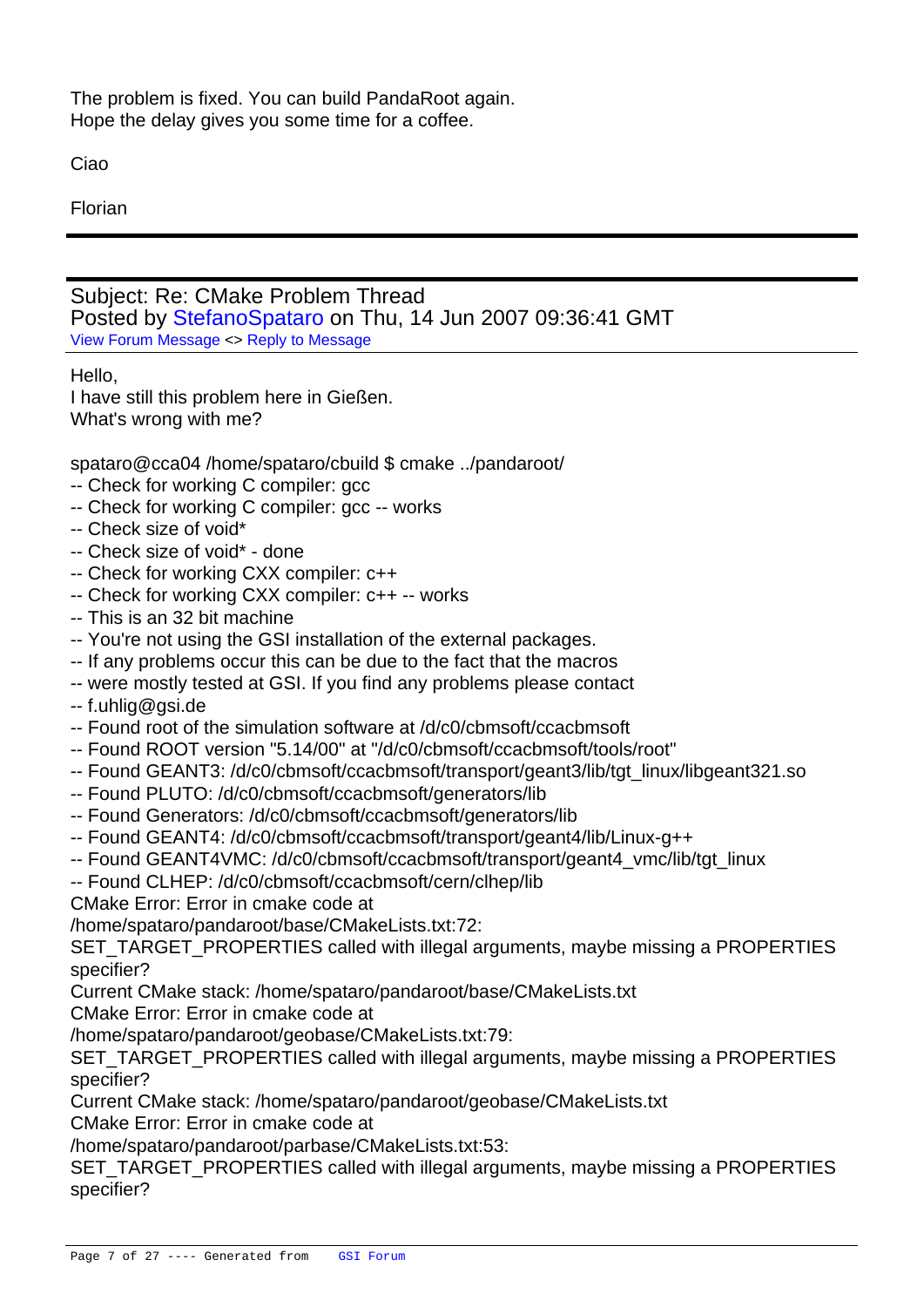The problem is fixed. You can build PandaRoot again.
Hope the delay gives you some time for a coffee.

Ciao

Florian

---

Subject: Re: CMake Problem Thread
Posted by StefanoSpataro on Thu, 14 Jun 2007 09:36:41 GMT
View Forum Message <> Reply to Message

Hello,
I have still this problem here in Gießen.
What's wrong with me?

```
spataro@cca04 /home/spataro/cbuild $ cmake ../pandaroot/
-- Check for working C compiler: gcc
-- Check for working C compiler: gcc -- works
-- Check size of void*
-- Check size of void* - done
-- Check for working CXX compiler: c++
-- Check for working CXX compiler: c++ -- works
-- This is an 32 bit machine
-- You're not using the GSI installation of the external packages.
-- If any problems occur this can be due to the fact that the macros
-- were mostly tested at GSI. If you find any problems please contact
-- f.uhlig@gsi.de
-- Found root of the simulation software at /d/c0/cbmsoft/ccacbmsoft
-- Found ROOT version "5.14/00" at "/d/c0/cbmsoft/ccacbmsoft/tools/root"
-- Found GEANT3: /d/c0/cbmsoft/ccacbmsoft/transport/geant3/lib/tgt_linux/libgeant321.so
-- Found PLUTO: /d/c0/cbmsoft/ccacbmsoft/generators/lib
-- Found Generators: /d/c0/cbmsoft/ccacbmsoft/generators/lib
-- Found GEANT4: /d/c0/cbmsoft/ccacbmsoft/transport/geant4/lib/Linux-g++
-- Found GEANT4VMC: /d/c0/cbmsoft/ccacbmsoft/transport/geant4_vmc/lib/tgt_linux
-- Found CLHEP: /d/c0/cbmsoft/ccacbmsoft/cern/clhep/lib
CMake Error: Error in cmake code at
/home/spataro/pandaroot/base/CMakeLists.txt:72:
SET_TARGET_PROPERTIES called with illegal arguments, maybe missing a PROPERTIES specifier?
Current CMake stack: /home/spataro/pandaroot/base/CMakeLists.txt
CMake Error: Error in cmake code at
/home/spataro/pandaroot/geobase/CMakeLists.txt:79:
SET_TARGET_PROPERTIES called with illegal arguments, maybe missing a PROPERTIES specifier?
Current CMake stack: /home/spataro/pandaroot/geobase/CMakeLists.txt
CMake Error: Error in cmake code at
/home/spataro/pandaroot/parbase/CMakeLists.txt:53:
SET_TARGET_PROPERTIES called with illegal arguments, maybe missing a PROPERTIES specifier?
```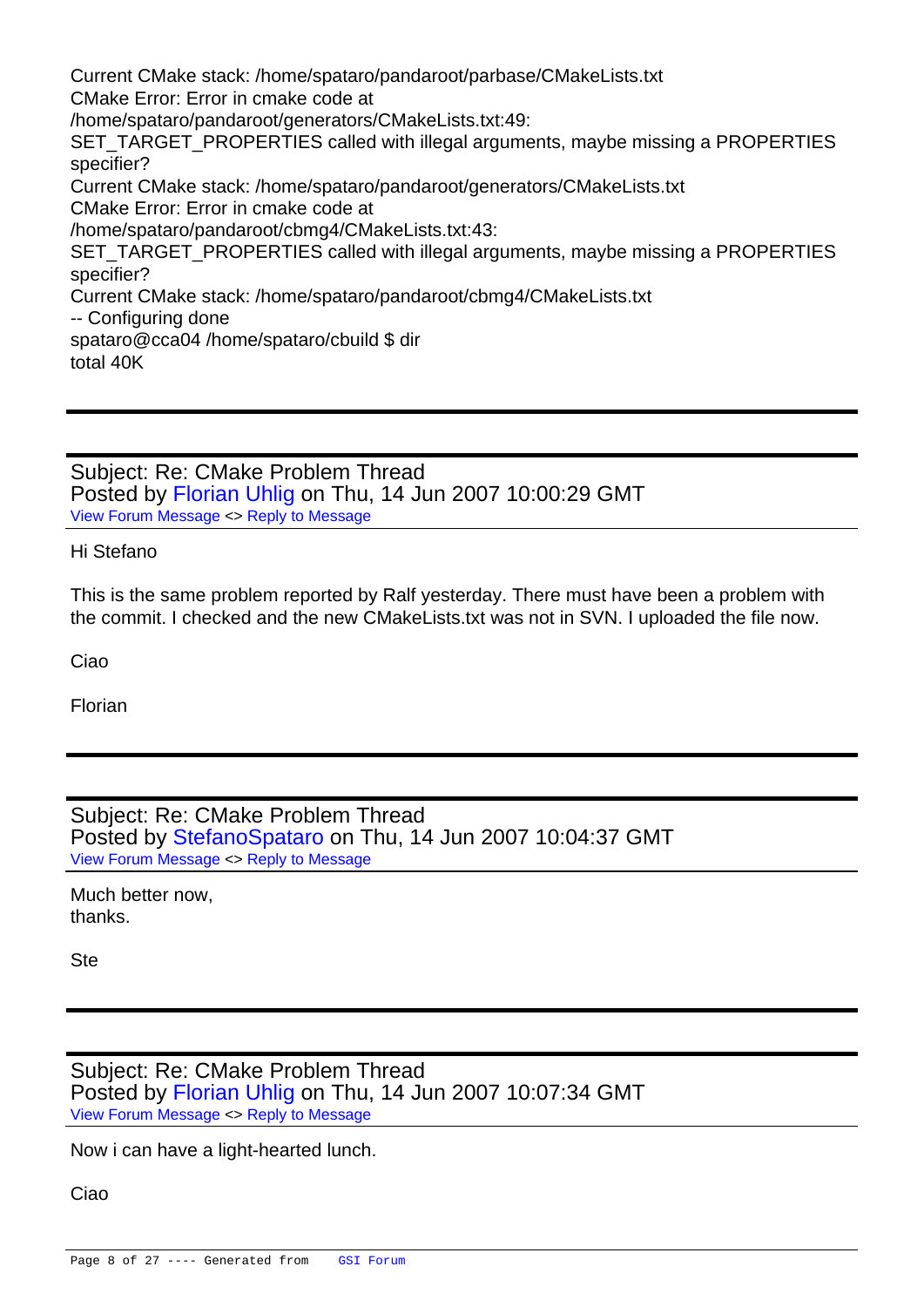Current CMake stack: /home/spataro/pandaroot/parbase/CMakeLists.txt
CMake Error: Error in cmake code at
/home/spataro/pandaroot/generators/CMakeLists.txt:49:
SET_TARGET_PROPERTIES called with illegal arguments, maybe missing a PROPERTIES specifier?
Current CMake stack: /home/spataro/pandaroot/generators/CMakeLists.txt
CMake Error: Error in cmake code at
/home/spataro/pandaroot/cbmg4/CMakeLists.txt:43:
SET_TARGET_PROPERTIES called with illegal arguments, maybe missing a PROPERTIES specifier?
Current CMake stack: /home/spataro/pandaroot/cbmg4/CMakeLists.txt
-- Configuring done
spataro@cca04 /home/spataro/cbuild $ dir
total 40K

---

Subject: Re: CMake Problem Thread
Posted by Florian Uhlig on Thu, 14 Jun 2007 10:00:29 GMT
View Forum Message <> Reply to Message

Hi Stefano

This is the same problem reported by Ralf yesterday. There must have been a problem with the commit. I checked and the new CMakeLists.txt was not in SVN. I uploaded the file now.

Ciao

Florian

---

Subject: Re: CMake Problem Thread
Posted by StefanoSpataro on Thu, 14 Jun 2007 10:04:37 GMT
View Forum Message <> Reply to Message

Much better now,
thanks.

Ste

---

Subject: Re: CMake Problem Thread
Posted by Florian Uhlig on Thu, 14 Jun 2007 10:07:34 GMT
View Forum Message <> Reply to Message

Now i can have a light-hearted lunch.

Ciao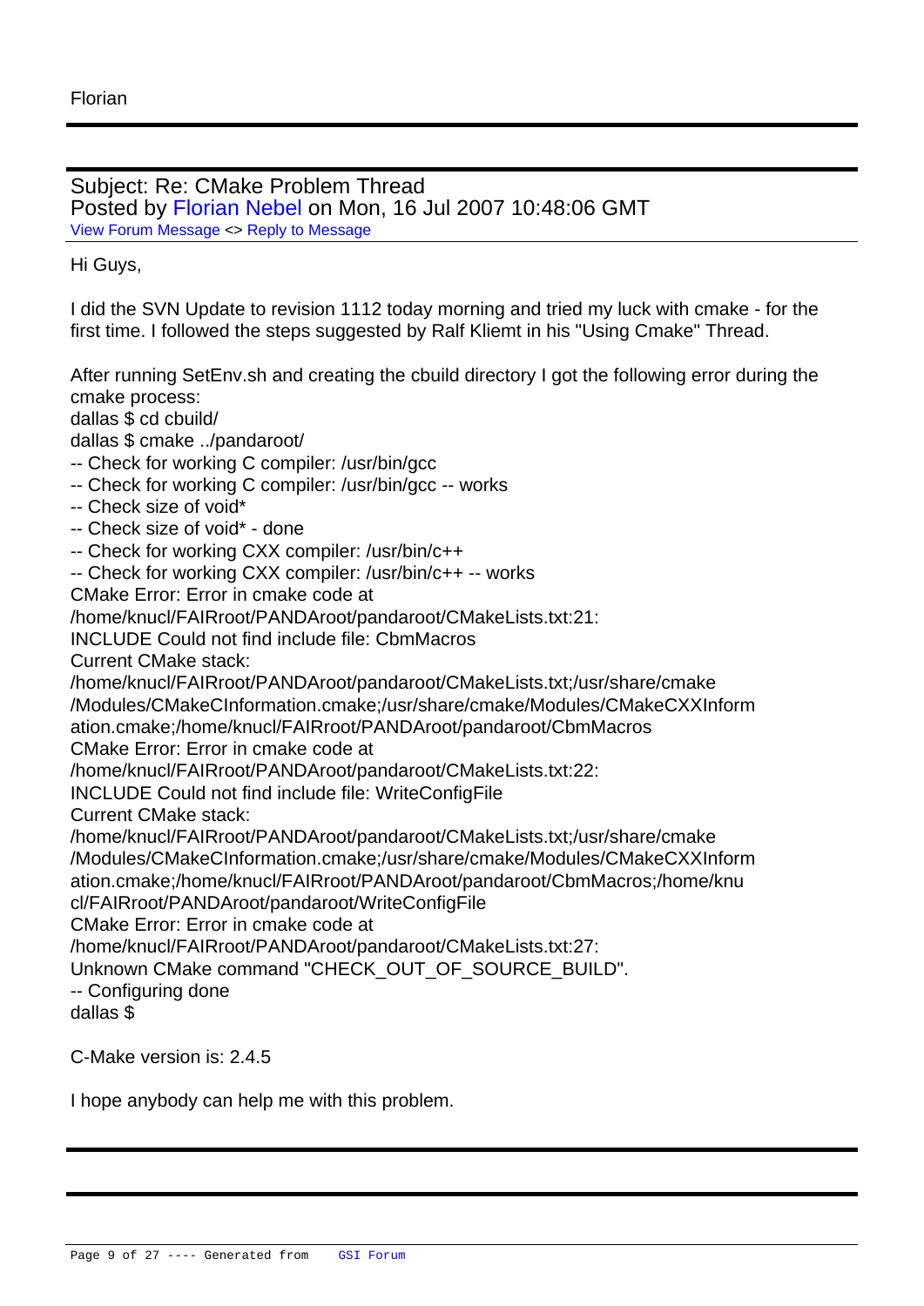Florian

---

Subject: Re: CMake Problem Thread
Posted by Florian Nebel on Mon, 16 Jul 2007 10:48:06 GMT
View Forum Message <> Reply to Message

Hi Guys,

I did the SVN Update to revision 1112 today morning and tried my luck with cmake - for the first time. I followed the steps suggested by Ralf Kliemt in his "Using Cmake" Thread.

After running SetEnv.sh and creating the cbuild directory I got the following error during the cmake process:

```
dallas $ cd cbuild/
dallas $ cmake ../pandaroot/
-- Check for working C compiler: /usr/bin/gcc
-- Check for working C compiler: /usr/bin/gcc -- works
-- Check size of void*
-- Check size of void* - done
-- Check for working CXX compiler: /usr/bin/c++
-- Check for working CXX compiler: /usr/bin/c++ -- works
CMake Error: Error in cmake code at
/home/knucl/FAIRroot/PANDAroot/pandaroot/CMakeLists.txt:21:
INCLUDE Could not find include file: CbmMacros
Current CMake stack:
/home/knucl/FAIRroot/PANDAroot/pandaroot/CMakeLists.txt;/usr/share/cmake
/Modules/CMakeCInformation.cmake;/usr/share/cmake/Modules/CMakeCXXInform
ation.cmake;/home/knucl/FAIRroot/PANDAroot/pandaroot/CbmMacros
CMake Error: Error in cmake code at
/home/knucl/FAIRroot/PANDAroot/pandaroot/CMakeLists.txt:22:
INCLUDE Could not find include file: WriteConfigFile
Current CMake stack:
/home/knucl/FAIRroot/PANDAroot/pandaroot/CMakeLists.txt;/usr/share/cmake
/Modules/CMakeCInformation.cmake;/usr/share/cmake/Modules/CMakeCXXInform
ation.cmake;/home/knucl/FAIRroot/PANDAroot/pandaroot/CbmMacros;/home/knu
cl/FAIRroot/PANDAroot/pandaroot/WriteConfigFile
CMake Error: Error in cmake code at
/home/knucl/FAIRroot/PANDAroot/pandaroot/CMakeLists.txt:27:
Unknown CMake command "CHECK_OUT_OF_SOURCE_BUILD".
-- Configuring done
dallas $
```

C-Make version is: 2.4.5

I hope anybody can help me with this problem.

---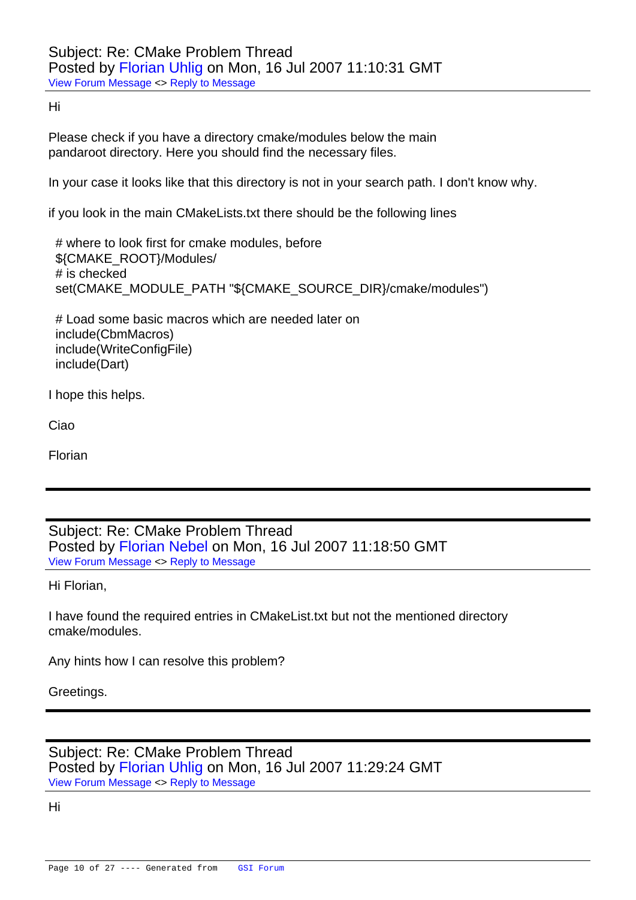Subject: Re: CMake Problem Thread
Posted by Florian Uhlig on Mon, 16 Jul 2007 11:10:31 GMT
View Forum Message <> Reply to Message

Hi

Please check if you have a directory cmake/modules below the main pandaroot directory. Here you should find the necessary files.

In your case it looks like that this directory is not in your search path. I don't know why.

if you look in the main CMakeLists.txt there should be the following lines

```
# where to look first for cmake modules, before
${CMAKE_ROOT}/Modules/
# is checked
set(CMAKE_MODULE_PATH "${CMAKE_SOURCE_DIR}/cmake/modules")

# Load some basic macros which are needed later on
include(CbmMacros)
include(WriteConfigFile)
include(Dart)
```

I hope this helps.

Ciao

Florian

---

Subject: Re: CMake Problem Thread
Posted by Florian Nebel on Mon, 16 Jul 2007 11:18:50 GMT
View Forum Message <> Reply to Message

Hi Florian,

I have found the required entries in CMakeList.txt but not the mentioned directory cmake/modules.

Any hints how I can resolve this problem?

Greetings.

---

Subject: Re: CMake Problem Thread
Posted by Florian Uhlig on Mon, 16 Jul 2007 11:29:24 GMT
View Forum Message <> Reply to Message

Hi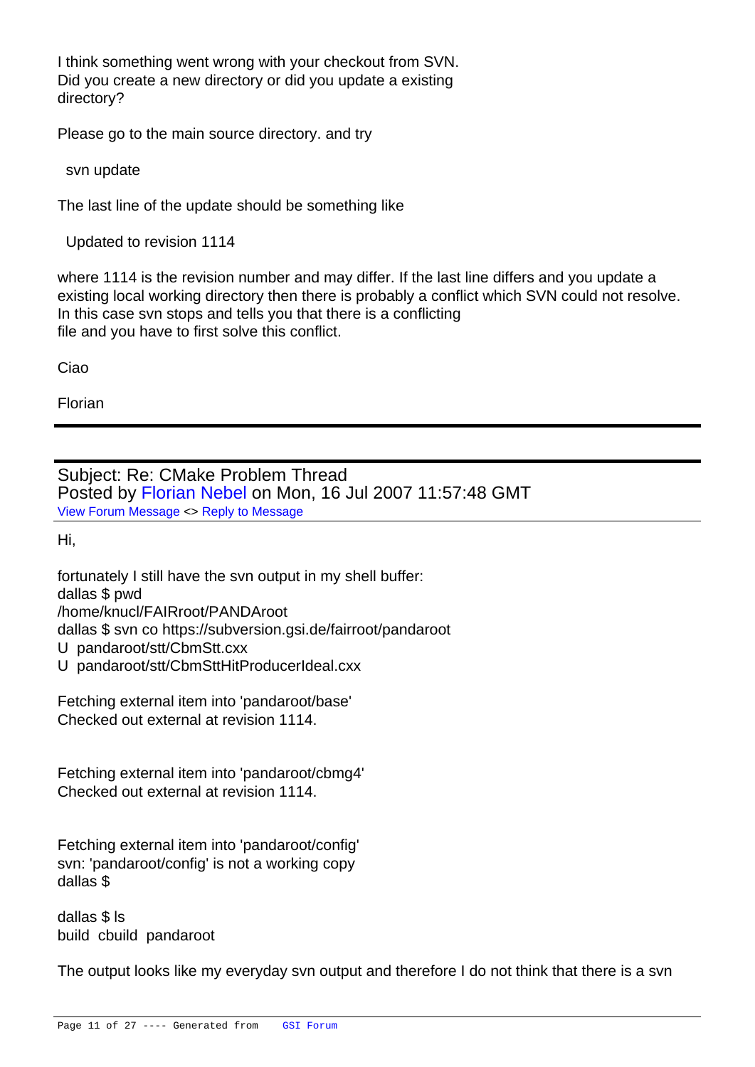I think something went wrong with your checkout from SVN.
Did you create a new directory or did you update a existing
directory?

Please go to the main source directory. and try

```
svn update
```

The last line of the update should be something like

```
Updated to revision 1114
```

where 1114 is the revision number and may differ. If the last line differs and you update a existing local working directory then there is probably a conflict which SVN could not resolve.
In this case svn stops and tells you that there is a conflicting
file and you have to first solve this conflict.

Ciao

Florian

---

## Subject: Re: CMake Problem Thread

Posted by Florian Nebel on Mon, 16 Jul 2007 11:57:48 GMT

View Forum Message <> Reply to Message

Hi,

fortunately I still have the svn output in my shell buffer:

```
dallas $ pwd
/home/knucl/FAIRroot/PANDAroot
dallas $ svn co https://subversion.gsi.de/fairroot/pandaroot
U  pandaroot/stt/CbmStt.cxx
U  pandaroot/stt/CbmSttHitProducerIdeal.cxx

Fetching external item into 'pandaroot/base'
Checked out external at revision 1114.


Fetching external item into 'pandaroot/cbmg4'
Checked out external at revision 1114.


Fetching external item into 'pandaroot/config'
svn: 'pandaroot/config' is not a working copy
dallas $

dallas $ ls
build  cbuild  pandaroot
```

The output looks like my everyday svn output and therefore I do not think that there is a svn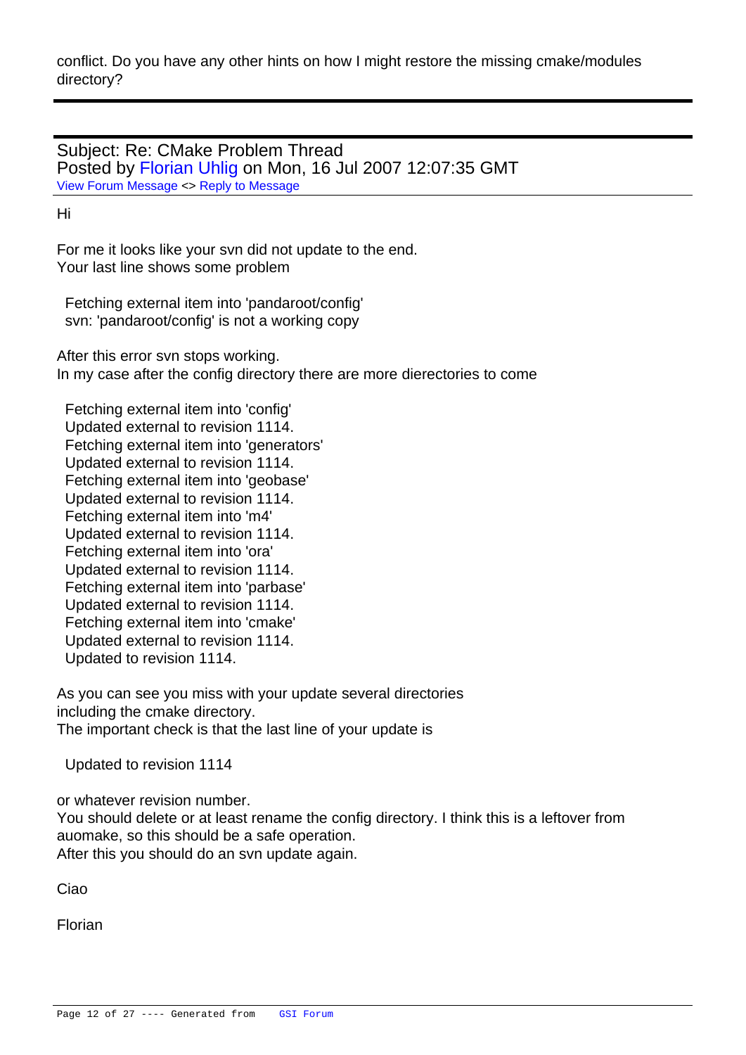conflict. Do you have any other hints on how I might restore the missing cmake/modules directory?

---

Subject: Re: CMake Problem Thread
Posted by Florian Uhlig on Mon, 16 Jul 2007 12:07:35 GMT
View Forum Message <> Reply to Message

Hi

For me it looks like your svn did not update to the end.
Your last line shows some problem

```
Fetching external item into 'pandaroot/config'
svn: 'pandaroot/config' is not a working copy
```

After this error svn stops working.
In my case after the config directory there are more dierectories to come

```
Fetching external item into 'config'
Updated external to revision 1114.
Fetching external item into 'generators'
Updated external to revision 1114.
Fetching external item into 'geobase'
Updated external to revision 1114.
Fetching external item into 'm4'
Updated external to revision 1114.
Fetching external item into 'ora'
Updated external to revision 1114.
Fetching external item into 'parbase'
Updated external to revision 1114.
Fetching external item into 'cmake'
Updated external to revision 1114.
Updated to revision 1114.
```

As you can see you miss with your update several directories including the cmake directory.
The important check is that the last line of your update is

```
Updated to revision 1114
```

or whatever revision number.
You should delete or at least rename the config directory. I think this is a leftover from auomake, so this should be a safe operation.
After this you should do an svn update again.

Ciao

Florian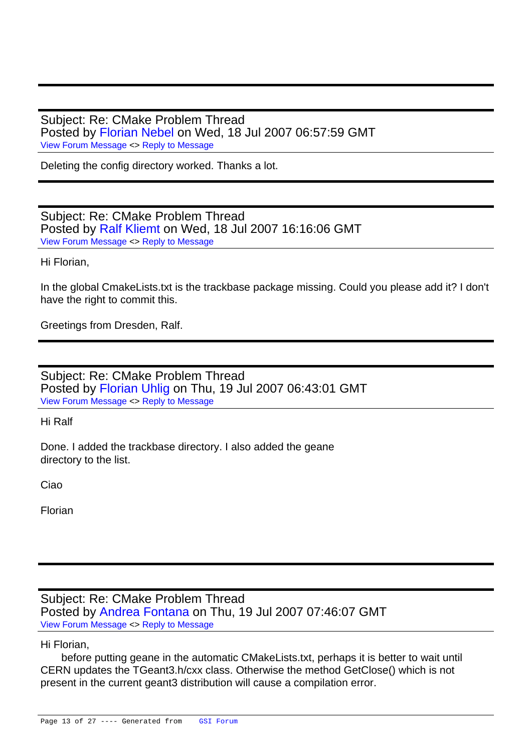---

Subject: Re: CMake Problem Thread
Posted by Florian Nebel on Wed, 18 Jul 2007 06:57:59 GMT
View Forum Message <> Reply to Message

Deleting the config directory worked. Thanks a lot.

---

Subject: Re: CMake Problem Thread
Posted by Ralf Kliemt on Wed, 18 Jul 2007 16:16:06 GMT
View Forum Message <> Reply to Message

Hi Florian,

In the global CmakeLists.txt is the trackbase package missing. Could you please add it? I don't have the right to commit this.

Greetings from Dresden, Ralf.

---

Subject: Re: CMake Problem Thread
Posted by Florian Uhlig on Thu, 19 Jul 2007 06:43:01 GMT
View Forum Message <> Reply to Message

Hi Ralf

Done. I added the trackbase directory. I also added the geane directory to the list.

Ciao

Florian

---

Subject: Re: CMake Problem Thread
Posted by Andrea Fontana on Thu, 19 Jul 2007 07:46:07 GMT
View Forum Message <> Reply to Message

Hi Florian,
before putting geane in the automatic CMakeLists.txt, perhaps it is better to wait until CERN updates the TGeant3.h/cxx class. Otherwise the method GetClose() which is not present in the current geant3 distribution will cause a compilation error.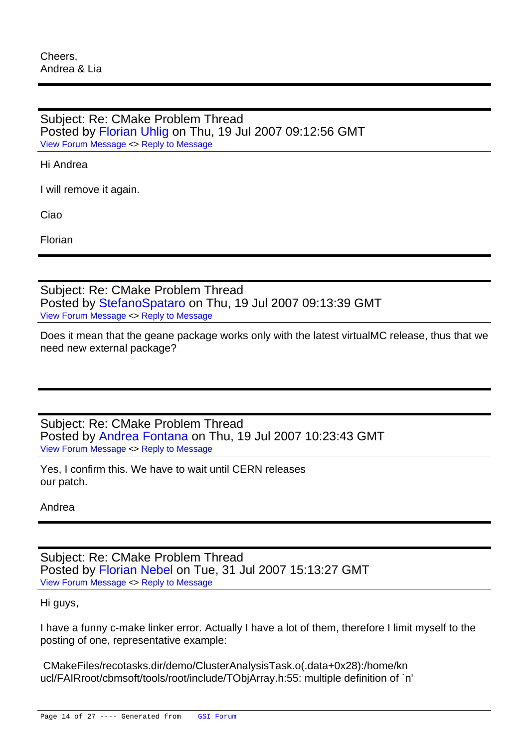Cheers,
Andrea & Lia

---

Subject: Re: CMake Problem Thread
Posted by Florian Uhlig on Thu, 19 Jul 2007 09:12:56 GMT
View Forum Message <> Reply to Message

Hi Andrea

I will remove it again.

Ciao

Florian

---

Subject: Re: CMake Problem Thread
Posted by StefanoSpataro on Thu, 19 Jul 2007 09:13:39 GMT
View Forum Message <> Reply to Message

Does it mean that the geane package works only with the latest virtualMC release, thus that we need new external package?

---

Subject: Re: CMake Problem Thread
Posted by Andrea Fontana on Thu, 19 Jul 2007 10:23:43 GMT
View Forum Message <> Reply to Message

Yes, I confirm this. We have to wait until CERN releases
our patch.

Andrea

---

Subject: Re: CMake Problem Thread
Posted by Florian Nebel on Tue, 31 Jul 2007 15:13:27 GMT
View Forum Message <> Reply to Message

Hi guys,

I have a funny c-make linker error. Actually I have a lot of them, therefore I limit myself to the posting of one, representative example:

```
 CMakeFiles/recotasks.dir/demo/ClusterAnalysisTask.o(.data+0x28):/home/kn
ucl/FAIRroot/cbmsoft/tools/root/include/TObjArray.h:55: multiple definition of `n'
```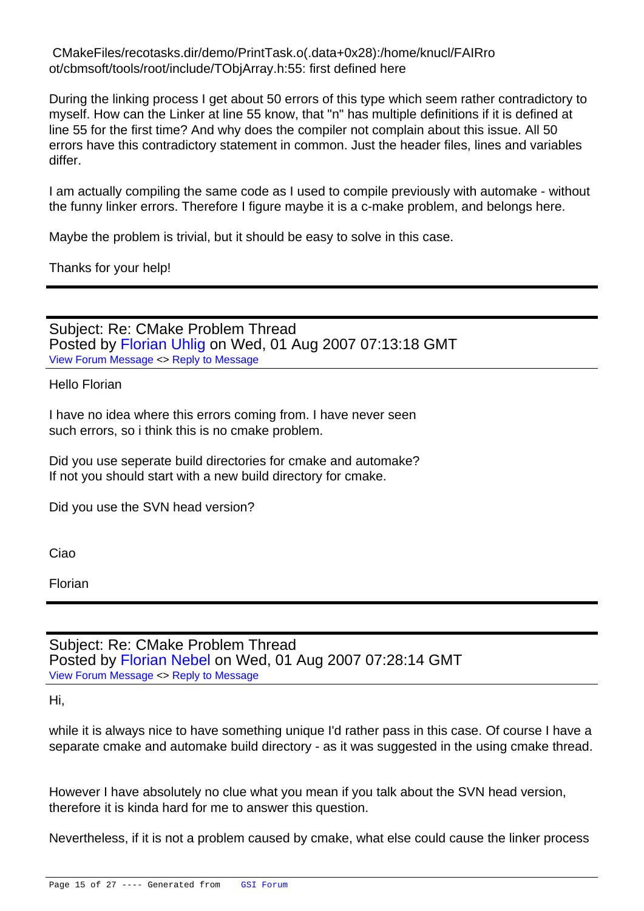CMakeFiles/recotasks.dir/demo/PrintTask.o(.data+0x28):/home/knucl/FAIRroot/cbmsoft/tools/root/include/TObjArray.h:55: first defined here

During the linking process I get about 50 errors of this type which seem rather contradictory to myself. How can the Linker at line 55 know, that "n" has multiple definitions if it is defined at line 55 for the first time? And why does the compiler not complain about this issue. All 50 errors have this contradictory statement in common. Just the header files, lines and variables differ.

I am actually compiling the same code as I used to compile previously with automake - without the funny linker errors. Therefore I figure maybe it is a c-make problem, and belongs here.

Maybe the problem is trivial, but it should be easy to solve in this case.

Thanks for your help!

---

Subject: Re: CMake Problem Thread
Posted by Florian Uhlig on Wed, 01 Aug 2007 07:13:18 GMT
View Forum Message <> Reply to Message

Hello Florian

I have no idea where this errors coming from. I have never seen such errors, so i think this is no cmake problem.

Did you use seperate build directories for cmake and automake? If not you should start with a new build directory for cmake.

Did you use the SVN head version?

Ciao

Florian

---

Subject: Re: CMake Problem Thread
Posted by Florian Nebel on Wed, 01 Aug 2007 07:28:14 GMT
View Forum Message <> Reply to Message

Hi,

while it is always nice to have something unique I'd rather pass in this case. Of course I have a separate cmake and automake build directory - as it was suggested in the using cmake thread.

However I have absolutely no clue what you mean if you talk about the SVN head version, therefore it is kinda hard for me to answer this question.

Nevertheless, if it is not a problem caused by cmake, what else could cause the linker process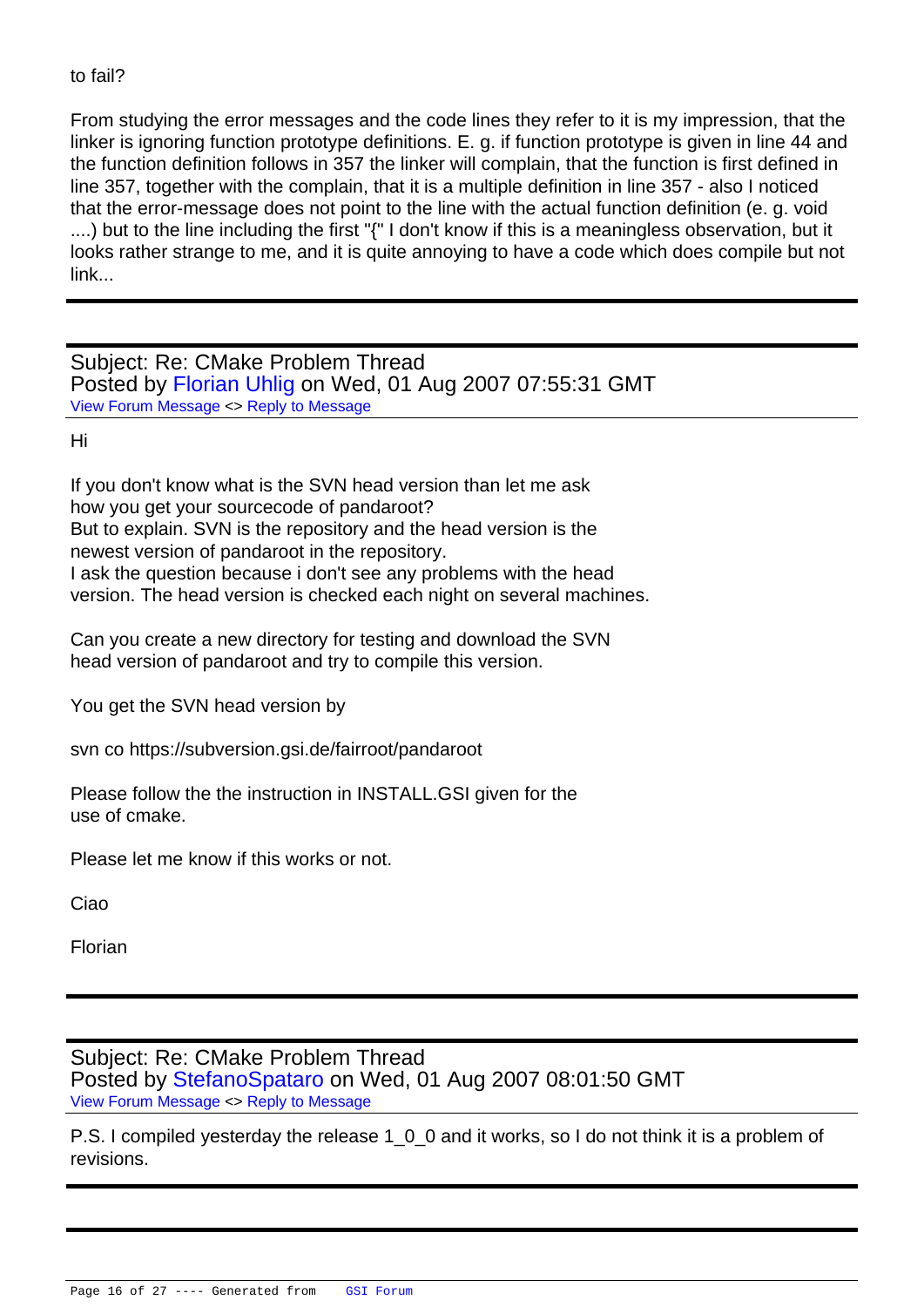to fail?

From studying the error messages and the code lines they refer to it is my impression, that the linker is ignoring function prototype definitions. E. g. if function prototype is given in line 44 and the function definition follows in 357 the linker will complain, that the function is first defined in line 357, together with the complain, that it is a multiple definition in line 357 - also I noticed that the error-message does not point to the line with the actual function definition (e. g. void ....) but to the line including the first "{" I don't know if this is a meaningless observation, but it looks rather strange to me, and it is quite annoying to have a code which does compile but not link...

---

Subject: Re: CMake Problem Thread
Posted by Florian Uhlig on Wed, 01 Aug 2007 07:55:31 GMT
View Forum Message <> Reply to Message

Hi

If you don't know what is the SVN head version than let me ask
how you get your sourcecode of pandaroot?
But to explain. SVN is the repository and the head version is the
newest version of pandaroot in the repository.
I ask the question because i don't see any problems with the head
version. The head version is checked each night on several machines.

Can you create a new directory for testing and download the SVN
head version of pandaroot and try to compile this version.

You get the SVN head version by

svn co https://subversion.gsi.de/fairroot/pandaroot

Please follow the the instruction in INSTALL.GSI given for the
use of cmake.

Please let me know if this works or not.

Ciao

Florian

---

Subject: Re: CMake Problem Thread
Posted by StefanoSpataro on Wed, 01 Aug 2007 08:01:50 GMT
View Forum Message <> Reply to Message

P.S. I compiled yesterday the release 1_0_0 and it works, so I do not think it is a problem of revisions.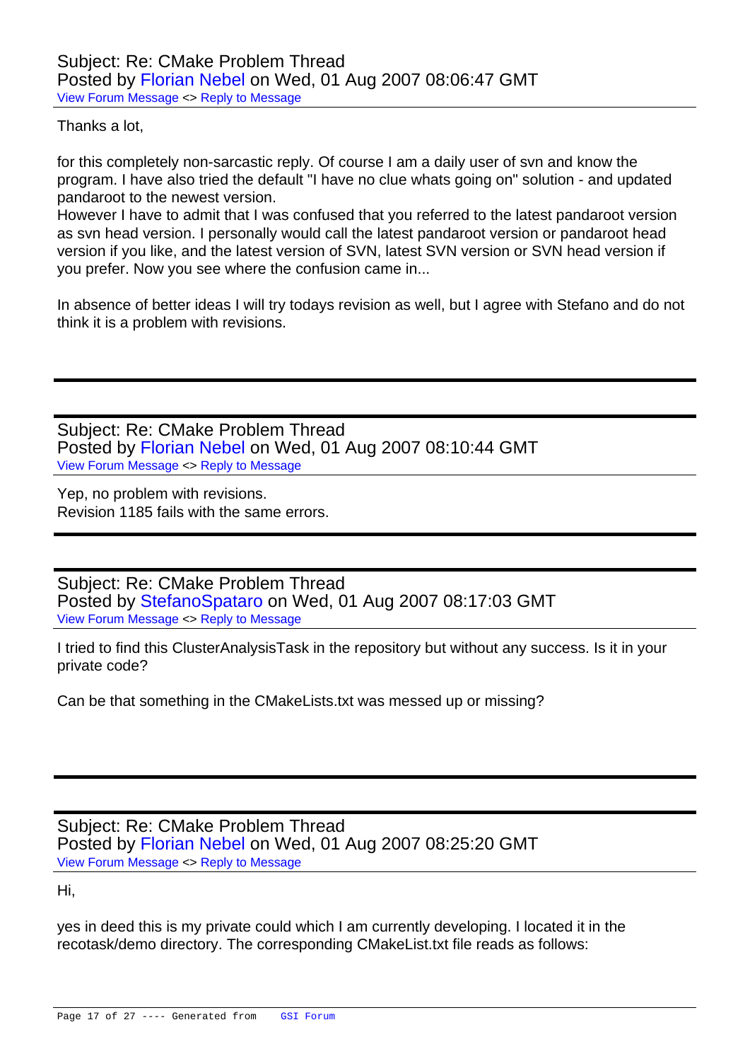Subject: Re: CMake Problem Thread
Posted by Florian Nebel on Wed, 01 Aug 2007 08:06:47 GMT
View Forum Message <> Reply to Message

Thanks a lot,

for this completely non-sarcastic reply. Of course I am a daily user of svn and know the program. I have also tried the default "I have no clue whats going on" solution - and updated pandaroot to the newest version.
However I have to admit that I was confused that you referred to the latest pandaroot version as svn head version. I personally would call the latest pandaroot version or pandaroot head version if you like, and the latest version of SVN, latest SVN version or SVN head version if you prefer. Now you see where the confusion came in...

In absence of better ideas I will try todays revision as well, but I agree with Stefano and do not think it is a problem with revisions.

---

Subject: Re: CMake Problem Thread
Posted by Florian Nebel on Wed, 01 Aug 2007 08:10:44 GMT
View Forum Message <> Reply to Message

Yep, no problem with revisions.
Revision 1185 fails with the same errors.

---

Subject: Re: CMake Problem Thread
Posted by StefanoSpataro on Wed, 01 Aug 2007 08:17:03 GMT
View Forum Message <> Reply to Message

I tried to find this ClusterAnalysisTask in the repository but without any success. Is it in your private code?

Can be that something in the CMakeLists.txt was messed up or missing?

---

Subject: Re: CMake Problem Thread
Posted by Florian Nebel on Wed, 01 Aug 2007 08:25:20 GMT
View Forum Message <> Reply to Message

Hi,

yes in deed this is my private could which I am currently developing. I located it in the recotask/demo directory. The corresponding CMakeList.txt file reads as follows: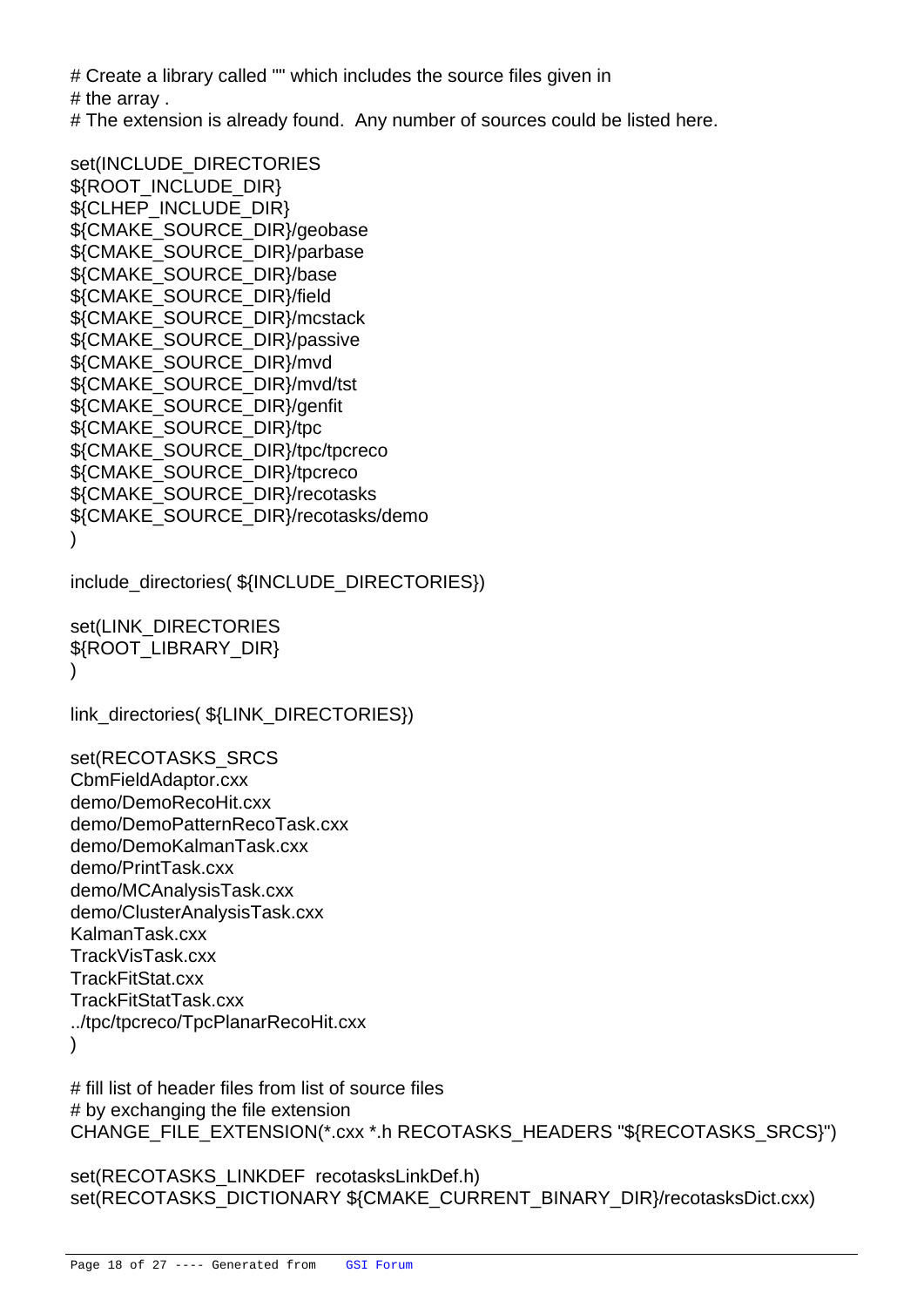```
# Create a library called "" which includes the source files given in
# the array .
# The extension is already found.  Any number of sources could be listed here.

set(INCLUDE_DIRECTORIES
${ROOT_INCLUDE_DIR}
${CLHEP_INCLUDE_DIR}
${CMAKE_SOURCE_DIR}/geobase
${CMAKE_SOURCE_DIR}/parbase
${CMAKE_SOURCE_DIR}/base
${CMAKE_SOURCE_DIR}/field
${CMAKE_SOURCE_DIR}/mcstack
${CMAKE_SOURCE_DIR}/passive
${CMAKE_SOURCE_DIR}/mvd
${CMAKE_SOURCE_DIR}/mvd/tst
${CMAKE_SOURCE_DIR}/genfit
${CMAKE_SOURCE_DIR}/tpc
${CMAKE_SOURCE_DIR}/tpc/tpcreco
${CMAKE_SOURCE_DIR}/tpcreco
${CMAKE_SOURCE_DIR}/recotasks
${CMAKE_SOURCE_DIR}/recotasks/demo
)

include_directories( ${INCLUDE_DIRECTORIES})

set(LINK_DIRECTORIES
${ROOT_LIBRARY_DIR}
)

link_directories( ${LINK_DIRECTORIES})

set(RECOTASKS_SRCS
CbmFieldAdaptor.cxx
demo/DemoRecoHit.cxx
demo/DemoPatternRecoTask.cxx
demo/DemoKalmanTask.cxx
demo/PrintTask.cxx
demo/MCAnalysisTask.cxx
demo/ClusterAnalysisTask.cxx
KalmanTask.cxx
TrackVisTask.cxx
TrackFitStat.cxx
TrackFitStatTask.cxx
../tpc/tpcreco/TpcPlanarRecoHit.cxx
)

# fill list of header files from list of source files
# by exchanging the file extension
CHANGE_FILE_EXTENSION(*.cxx *.h RECOTASKS_HEADERS "${RECOTASKS_SRCS}")

set(RECOTASKS_LINKDEF  recotasksLinkDef.h)
set(RECOTASKS_DICTIONARY ${CMAKE_CURRENT_BINARY_DIR}/recotasksDict.cxx)
```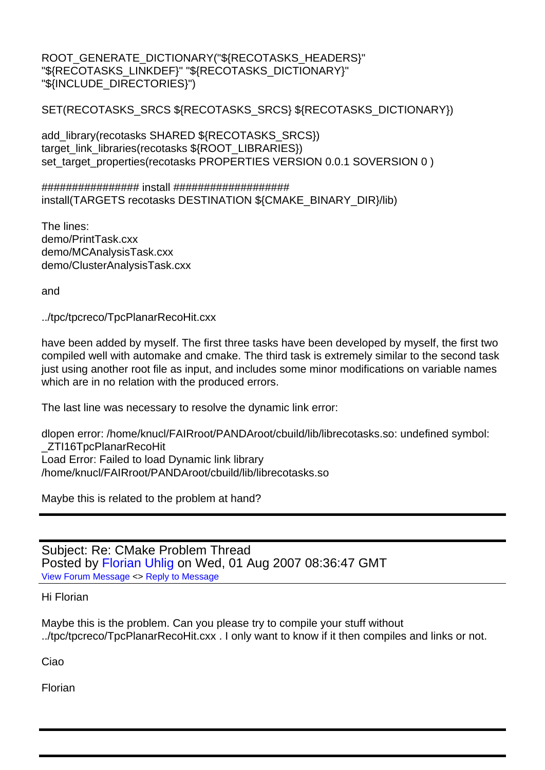```
ROOT_GENERATE_DICTIONARY("${RECOTASKS_HEADERS}"
"${RECOTASKS_LINKDEF}" "${RECOTASKS_DICTIONARY}"
"${INCLUDE_DIRECTORIES}")

SET(RECOTASKS_SRCS ${RECOTASKS_SRCS} ${RECOTASKS_DICTIONARY})

add_library(recotasks SHARED ${RECOTASKS_SRCS})
target_link_libraries(recotasks ${ROOT_LIBRARIES})
set_target_properties(recotasks PROPERTIES VERSION 0.0.1 SOVERSION 0 )

################ install ###################
install(TARGETS recotasks DESTINATION ${CMAKE_BINARY_DIR}/lib)
```

The lines:
demo/PrintTask.cxx
demo/MCAnalysisTask.cxx
demo/ClusterAnalysisTask.cxx

and

../tpc/tpcreco/TpcPlanarRecoHit.cxx

have been added by myself. The first three tasks have been developed by myself, the first two compiled well with automake and cmake. The third task is extremely similar to the second task just using another root file as input, and includes some minor modifications on variable names which are in no relation with the produced errors.

The last line was necessary to resolve the dynamic link error:

```
dlopen error: /home/knucl/FAIRroot/PANDAroot/cbuild/lib/librecotasks.so: undefined symbol:
_ZTI16TpcPlanarRecoHit
Load Error: Failed to load Dynamic link library
/home/knucl/FAIRroot/PANDAroot/cbuild/lib/librecotasks.so
```

Maybe this is related to the problem at hand?

---

Subject: Re: CMake Problem Thread
Posted by Florian Uhlig on Wed, 01 Aug 2007 08:36:47 GMT
View Forum Message <> Reply to Message

Hi Florian

Maybe this is the problem. Can you please try to compile your stuff without ../tpc/tpcreco/TpcPlanarRecoHit.cxx . I only want to know if it then compiles and links or not.

Ciao

Florian

---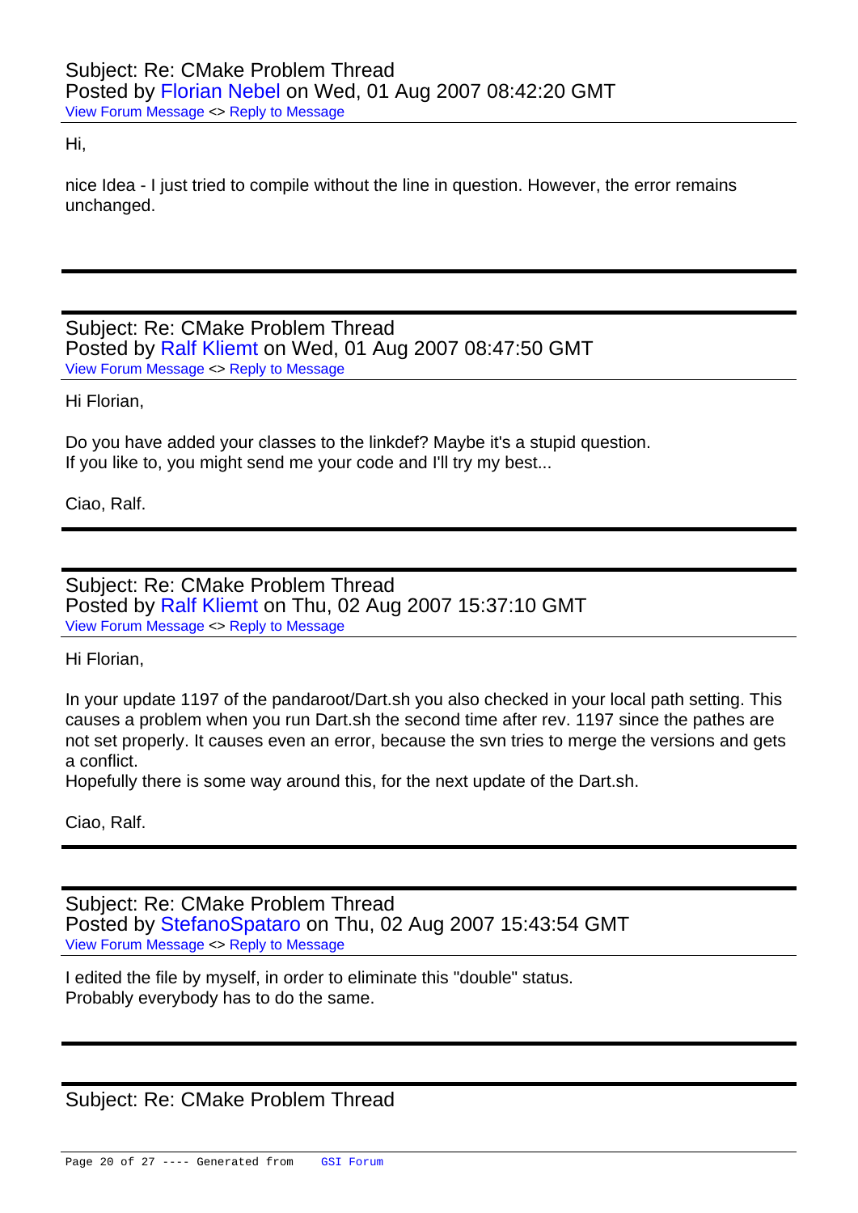Subject: Re: CMake Problem Thread
Posted by Florian Nebel on Wed, 01 Aug 2007 08:42:20 GMT
View Forum Message <> Reply to Message

Hi,

nice Idea - I just tried to compile without the line in question. However, the error remains unchanged.

---

Subject: Re: CMake Problem Thread
Posted by Ralf Kliemt on Wed, 01 Aug 2007 08:47:50 GMT
View Forum Message <> Reply to Message

Hi Florian,

Do you have added your classes to the linkdef? Maybe it's a stupid question.
If you like to, you might send me your code and I'll try my best...

Ciao, Ralf.

---

Subject: Re: CMake Problem Thread
Posted by Ralf Kliemt on Thu, 02 Aug 2007 15:37:10 GMT
View Forum Message <> Reply to Message

Hi Florian,

In your update 1197 of the pandaroot/Dart.sh you also checked in your local path setting. This causes a problem when you run Dart.sh the second time after rev. 1197 since the pathes are not set properly. It causes even an error, because the svn tries to merge the versions and gets a conflict.
Hopefully there is some way around this, for the next update of the Dart.sh.

Ciao, Ralf.

---

Subject: Re: CMake Problem Thread
Posted by StefanoSpataro on Thu, 02 Aug 2007 15:43:54 GMT
View Forum Message <> Reply to Message

I edited the file by myself, in order to eliminate this "double" status.
Probably everybody has to do the same.

---

Subject: Re: CMake Problem Thread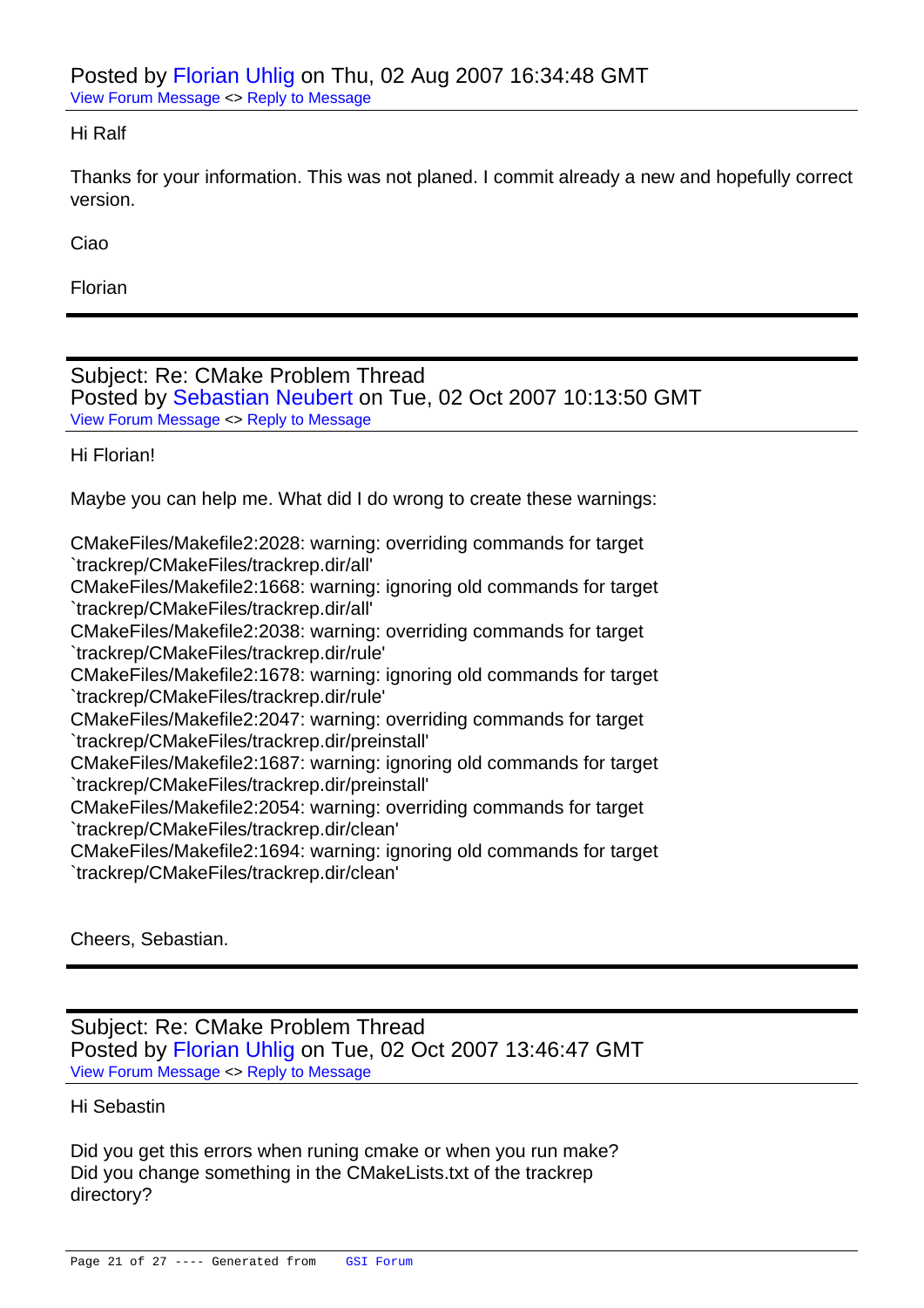Posted by Florian Uhlig on Thu, 02 Aug 2007 16:34:48 GMT

View Forum Message <> Reply to Message

---

Hi Ralf

Thanks for your information. This was not planed. I commit already a new and hopefully correct version.

Ciao

Florian

---

Subject: Re: CMake Problem Thread

Posted by Sebastian Neubert on Tue, 02 Oct 2007 10:13:50 GMT

View Forum Message <> Reply to Message

---

Hi Florian!

Maybe you can help me. What did I do wrong to create these warnings:

```
CMakeFiles/Makefile2:2028: warning: overriding commands for target
`trackrep/CMakeFiles/trackrep.dir/all'
CMakeFiles/Makefile2:1668: warning: ignoring old commands for target
`trackrep/CMakeFiles/trackrep.dir/all'
CMakeFiles/Makefile2:2038: warning: overriding commands for target
`trackrep/CMakeFiles/trackrep.dir/rule'
CMakeFiles/Makefile2:1678: warning: ignoring old commands for target
`trackrep/CMakeFiles/trackrep.dir/rule'
CMakeFiles/Makefile2:2047: warning: overriding commands for target
`trackrep/CMakeFiles/trackrep.dir/preinstall'
CMakeFiles/Makefile2:1687: warning: ignoring old commands for target
`trackrep/CMakeFiles/trackrep.dir/preinstall'
CMakeFiles/Makefile2:2054: warning: overriding commands for target
`trackrep/CMakeFiles/trackrep.dir/clean'
CMakeFiles/Makefile2:1694: warning: ignoring old commands for target
`trackrep/CMakeFiles/trackrep.dir/clean'
```

Cheers, Sebastian.

---

Subject: Re: CMake Problem Thread

Posted by Florian Uhlig on Tue, 02 Oct 2007 13:46:47 GMT

View Forum Message <> Reply to Message

---

Hi Sebastin

Did you get this errors when runing cmake or when you run make?
Did you change something in the CMakeLists.txt of the trackrep directory?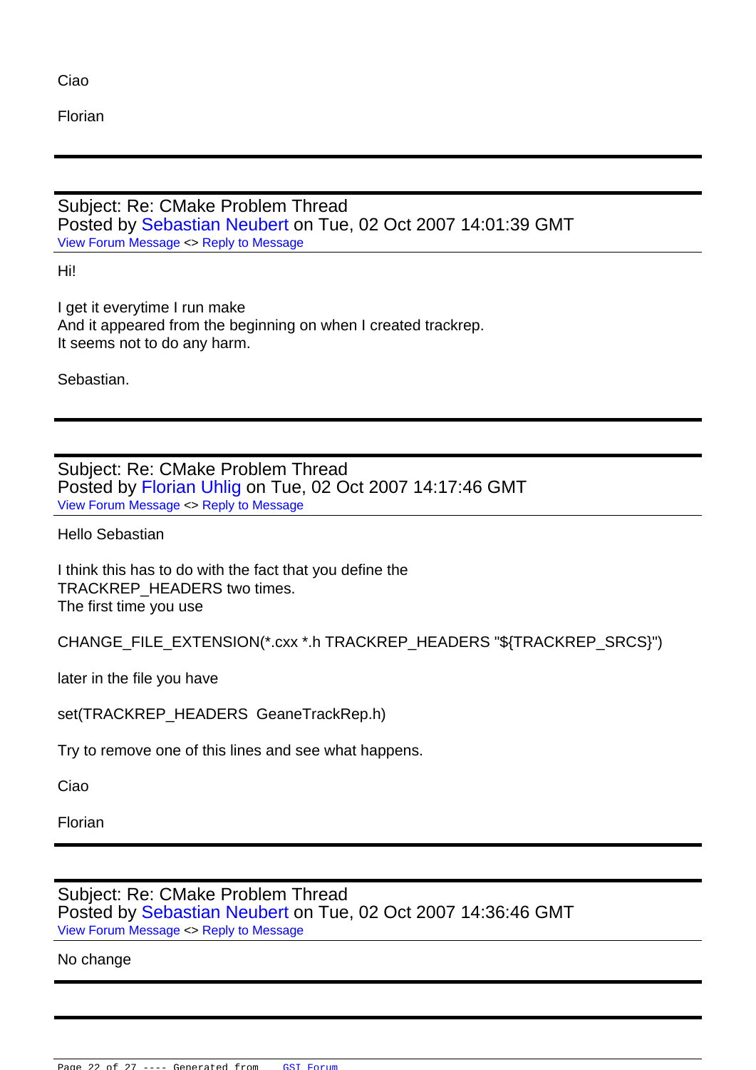Ciao

Florian

---

Subject: Re: CMake Problem Thread
Posted by Sebastian Neubert on Tue, 02 Oct 2007 14:01:39 GMT
View Forum Message <> Reply to Message

Hi!

I get it everytime I run make
And it appeared from the beginning on when I created trackrep.
It seems not to do any harm.

Sebastian.

---

Subject: Re: CMake Problem Thread
Posted by Florian Uhlig on Tue, 02 Oct 2007 14:17:46 GMT
View Forum Message <> Reply to Message

Hello Sebastian

I think this has to do with the fact that you define the
TRACKREP_HEADERS two times.
The first time you use

```
CHANGE_FILE_EXTENSION(*.cxx *.h TRACKREP_HEADERS "${TRACKREP_SRCS}")
```

later in the file you have

```
set(TRACKREP_HEADERS  GeaneTrackRep.h)
```

Try to remove one of this lines and see what happens.

Ciao

Florian

---

Subject: Re: CMake Problem Thread
Posted by Sebastian Neubert on Tue, 02 Oct 2007 14:36:46 GMT
View Forum Message <> Reply to Message

No change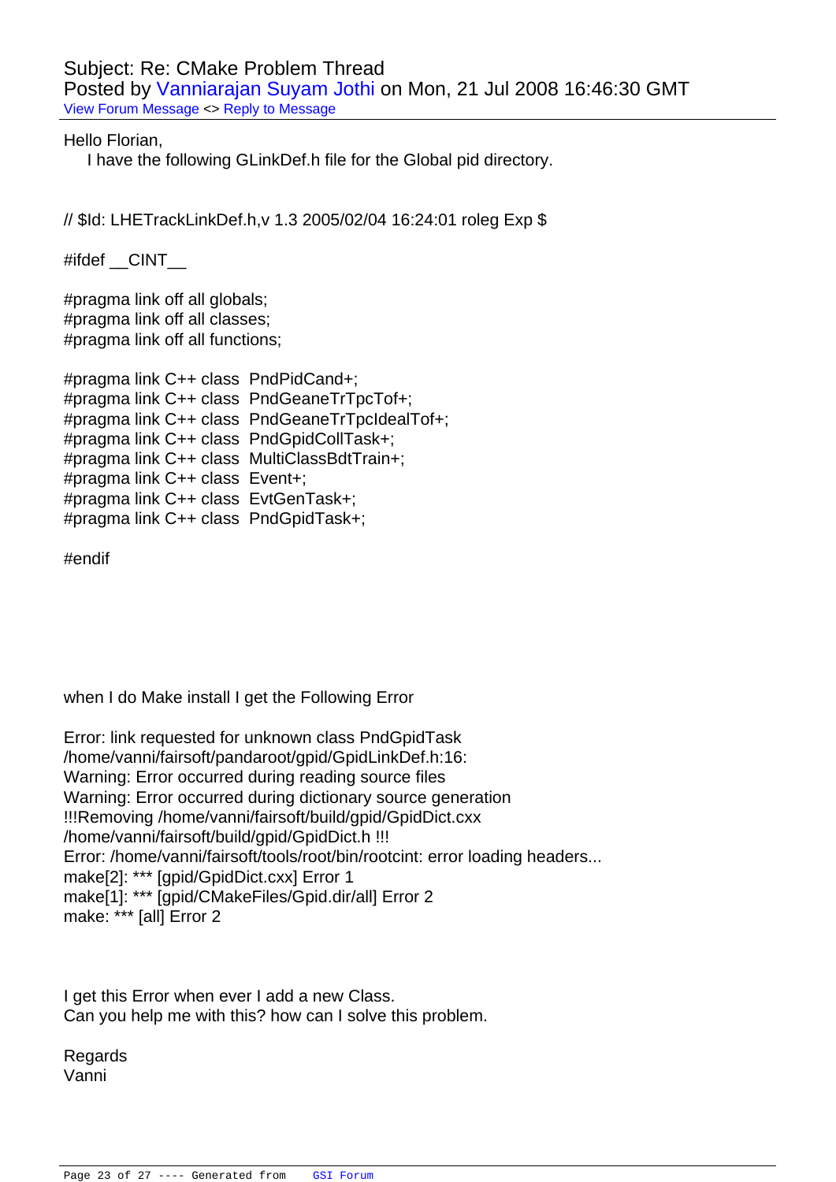Subject: Re: CMake Problem Thread
Posted by Vanniarajan Suyam Jothi on Mon, 21 Jul 2008 16:46:30 GMT
View Forum Message <> Reply to Message

Hello Florian,
    I have the following GLinkDef.h file for the Global pid directory.

```
// $Id: LHETrackLinkDef.h,v 1.3 2005/02/04 16:24:01 roleg Exp $

#ifdef __CINT__

#pragma link off all globals;
#pragma link off all classes;
#pragma link off all functions;

#pragma link C++ class  PndPidCand+;
#pragma link C++ class  PndGeaneTrTpcTof+;
#pragma link C++ class  PndGeaneTrTpcIdealTof+;
#pragma link C++ class  PndGpidCollTask+;
#pragma link C++ class  MultiClassBdtTrain+;
#pragma link C++ class  Event+;
#pragma link C++ class  EvtGenTask+;
#pragma link C++ class  PndGpidTask+;

#endif
```

when I do Make install I get the Following Error

```
Error: link requested for unknown class PndGpidTask
/home/vanni/fairsoft/pandaroot/gpid/GpidLinkDef.h:16:
Warning: Error occurred during reading source files
Warning: Error occurred during dictionary source generation
!!!Removing /home/vanni/fairsoft/build/gpid/GpidDict.cxx
/home/vanni/fairsoft/build/gpid/GpidDict.h !!!
Error: /home/vanni/fairsoft/tools/root/bin/rootcint: error loading headers...
make[2]: *** [gpid/GpidDict.cxx] Error 1
make[1]: *** [gpid/CMakeFiles/Gpid.dir/all] Error 2
make: *** [all] Error 2
```

I get this Error when ever I add a new Class.
Can you help me with this? how can I solve this problem.

Regards
Vanni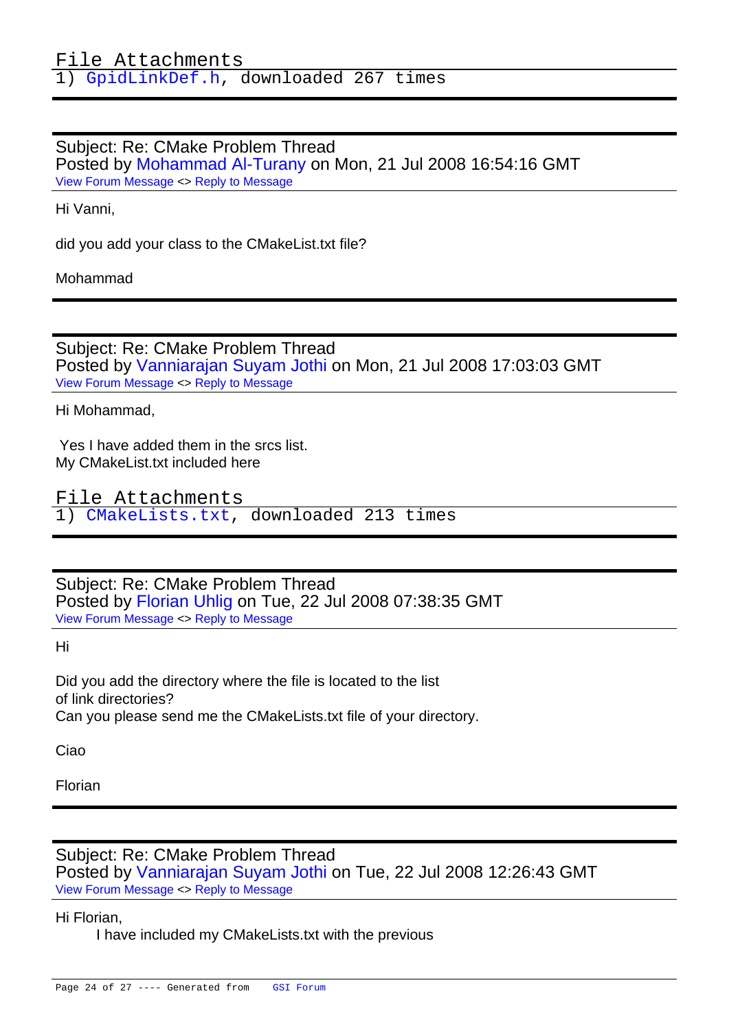File Attachments
1) GpidLinkDef.h, downloaded 267 times

---

Subject: Re: CMake Problem Thread
Posted by Mohammad Al-Turany on Mon, 21 Jul 2008 16:54:16 GMT
View Forum Message <> Reply to Message

Hi Vanni,

did you add your class to the CMakeList.txt file?

Mohammad

---

Subject: Re: CMake Problem Thread
Posted by Vanniarajan Suyam Jothi on Mon, 21 Jul 2008 17:03:03 GMT
View Forum Message <> Reply to Message

Hi Mohammad,

Yes I have added them in the srcs list.
My CMakeList.txt included here

File Attachments
1) CMakeLists.txt, downloaded 213 times

---

Subject: Re: CMake Problem Thread
Posted by Florian Uhlig on Tue, 22 Jul 2008 07:38:35 GMT
View Forum Message <> Reply to Message

Hi

Did you add the directory where the file is located to the list
of link directories?
Can you please send me the CMakeLists.txt file of your directory.

Ciao

Florian

---

Subject: Re: CMake Problem Thread
Posted by Vanniarajan Suyam Jothi on Tue, 22 Jul 2008 12:26:43 GMT
View Forum Message <> Reply to Message

Hi Florian,
I have included my CMakeLists.txt with the previous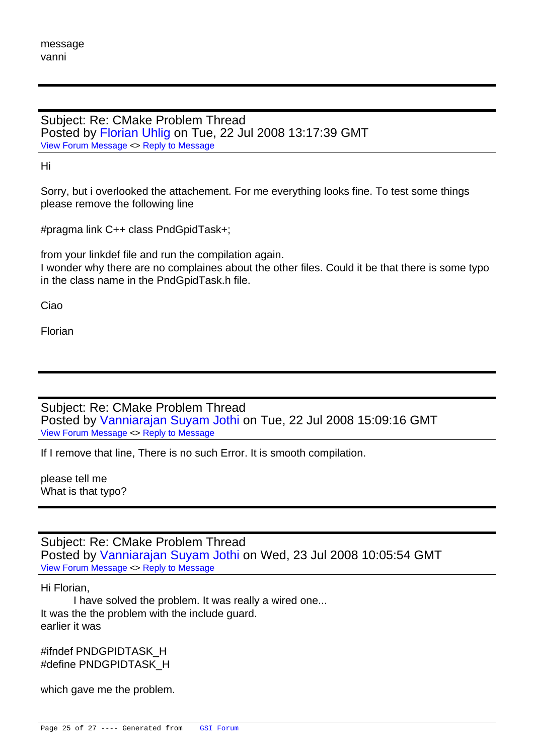message
vanni

---

Subject: Re: CMake Problem Thread
Posted by Florian Uhlig on Tue, 22 Jul 2008 13:17:39 GMT
View Forum Message <> Reply to Message

Hi

Sorry, but i overlooked the attachement. For me everything looks fine. To test some things please remove the following line

#pragma link C++ class PndGpidTask+;

from your linkdef file and run the compilation again.
I wonder why there are no complaines about the other files. Could it be that there is some typo in the class name in the PndGpidTask.h file.

Ciao

Florian

---

Subject: Re: CMake Problem Thread
Posted by Vanniarajan Suyam Jothi on Tue, 22 Jul 2008 15:09:16 GMT
View Forum Message <> Reply to Message

If I remove that line, There is no such Error. It is smooth compilation.

please tell me
What is that typo?

---

Subject: Re: CMake Problem Thread
Posted by Vanniarajan Suyam Jothi on Wed, 23 Jul 2008 10:05:54 GMT
View Forum Message <> Reply to Message

Hi Florian,
I have solved the problem. It was really a wired one...
It was the the problem with the include guard.
earlier it was

#ifndef PNDGPIDTASK_H
#define PNDGPIDTASK_H

which gave me the problem.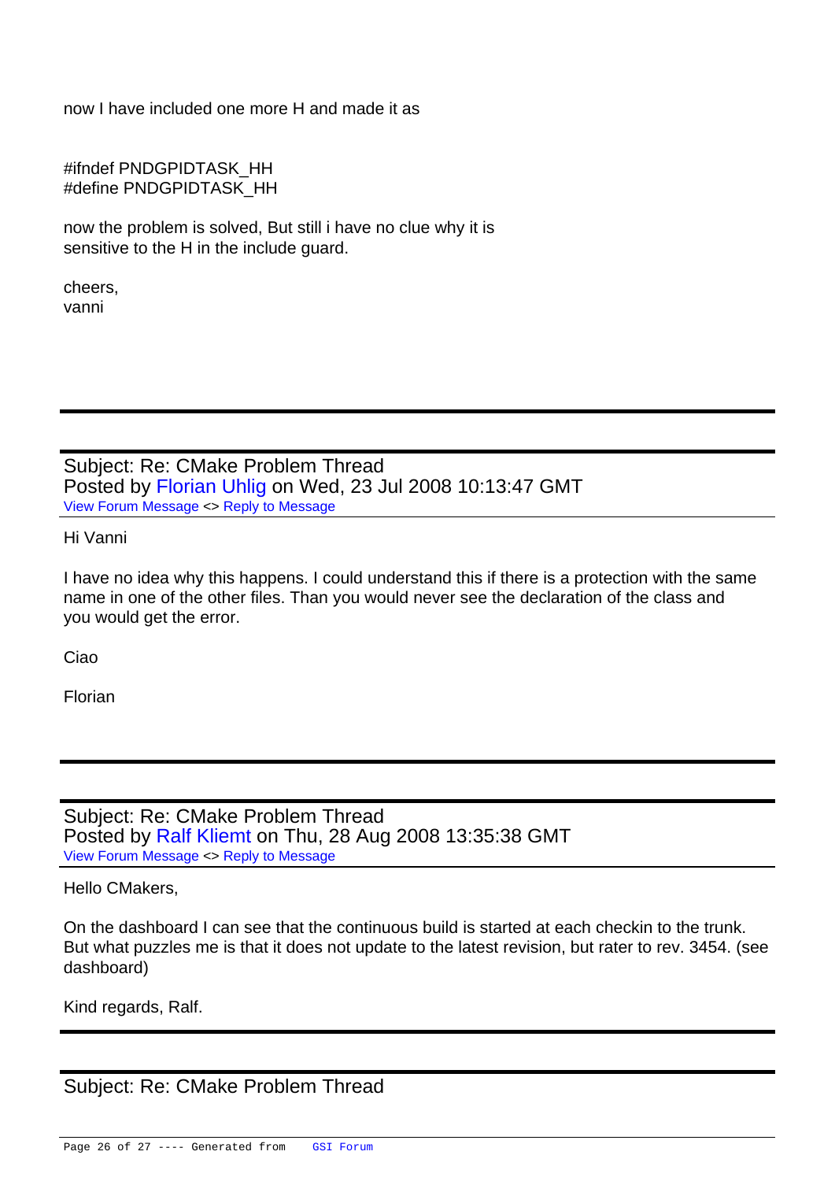now I have included one more H and made it as

```
#ifndef PNDGPIDTASK_HH
#define PNDGPIDTASK_HH
```

now the problem is solved, But still i have no clue why it is
sensitive to the H in the include guard.

cheers,
vanni

---

Subject: Re: CMake Problem Thread
Posted by Florian Uhlig on Wed, 23 Jul 2008 10:13:47 GMT
View Forum Message <> Reply to Message

Hi Vanni

I have no idea why this happens. I could understand this if there is a protection with the same name in one of the other files. Than you would never see the declaration of the class and you would get the error.

Ciao

Florian

---

Subject: Re: CMake Problem Thread
Posted by Ralf Kliemt on Thu, 28 Aug 2008 13:35:38 GMT
View Forum Message <> Reply to Message

Hello CMakers,

On the dashboard I can see that the continuous build is started at each checkin to the trunk. But what puzzles me is that it does not update to the latest revision, but rater to rev. 3454. (see dashboard)

Kind regards, Ralf.

---

Subject: Re: CMake Problem Thread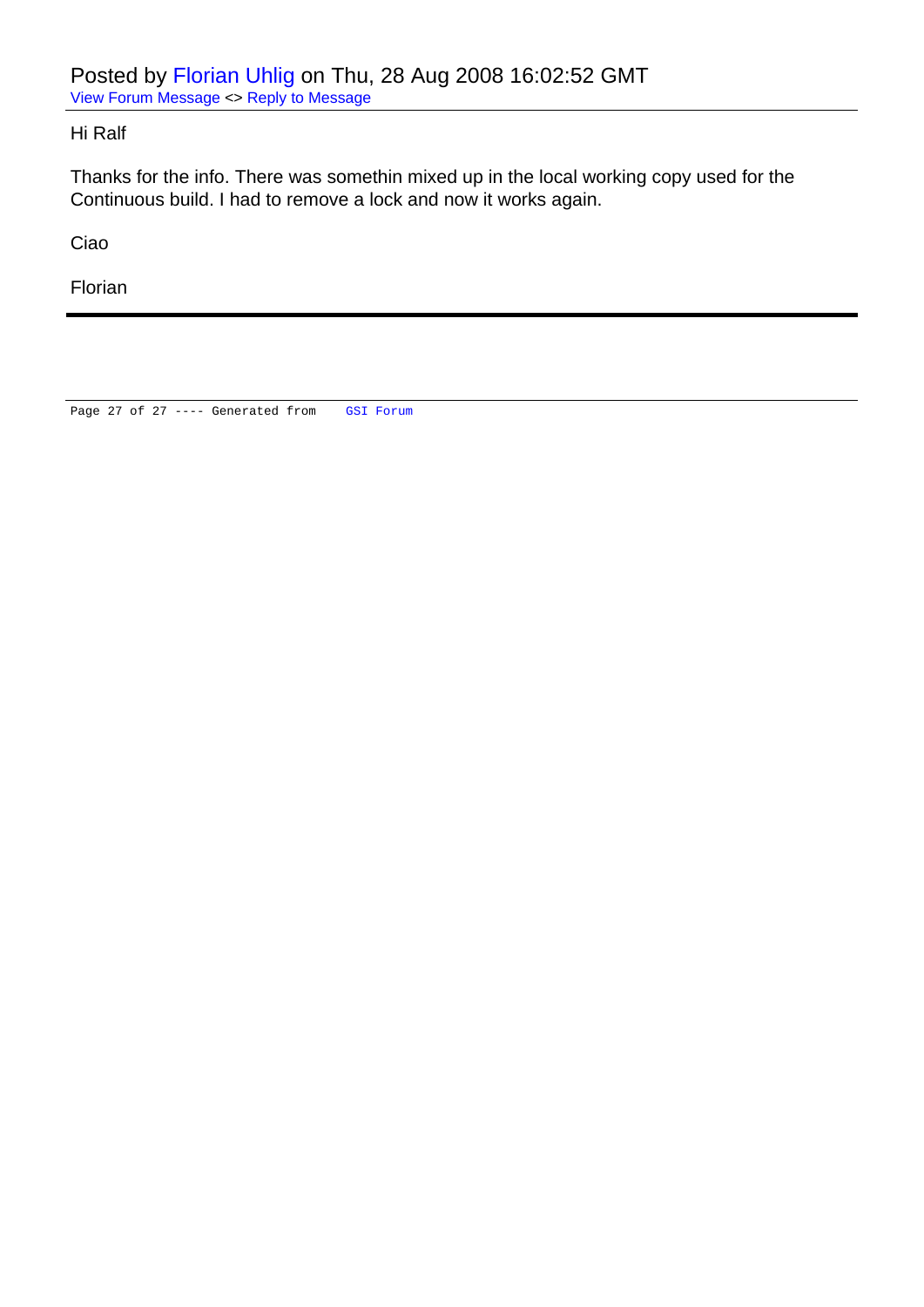Posted by Florian Uhlig on Thu, 28 Aug 2008 16:02:52 GMT

View Forum Message <> Reply to Message

Hi Ralf

Thanks for the info. There was somethin mixed up in the local working copy used for the Continuous build. I had to remove a lock and now it works again.

Ciao

Florian